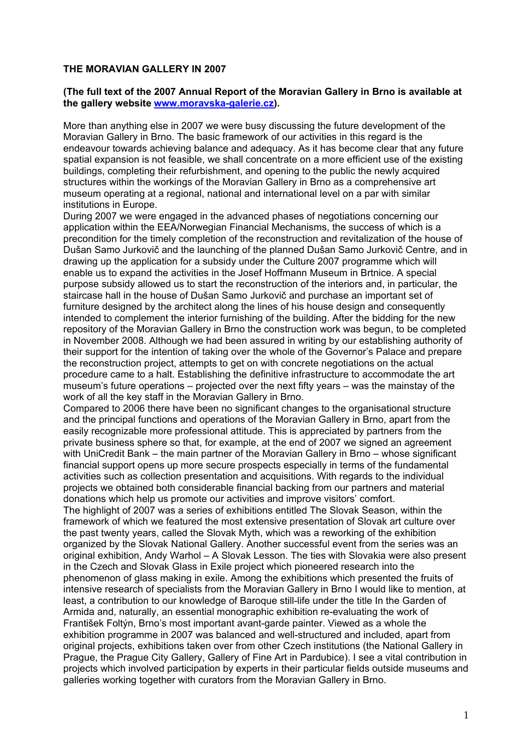**THE MORAVIAN GALLERY IN 2007**

**(The full text of the 2007 Annual Report of the Moravian Gallery in Brno is available at the gallery website [www.moravska-galerie.cz](www.moravska-galerie.cz)).**

More than anything else in 2007 we were busy discussing the future development of the Moravian Gallery in Brno. The basic framework of our activities in this regard is the endeavour towards achieving balance and adequacy. As it has become clear that any future spatial expansion is not feasible, we shall concentrate on a more efficient use of the existing buildings, completing their refurbishment, and opening to the public the newly acquired structures within the workings of the Moravian Gallery in Brno as a comprehensive art museum operating at a regional, national and international level on a par with similar institutions in Europe.

During 2007 we were engaged in the advanced phases of negotiations concerning our application within the EEA/Norwegian Financial Mechanisms, the success of which is a precondition for the timely completion of the reconstruction and revitalization of the house of Dušan Samo Jurkovič and the launching of the planned Dušan Samo Jurkovič Centre, and in drawing up the application for a subsidy under the Culture 2007 programme which will enable us to expand the activities in the Josef Hoffmann Museum in Brtnice. A special purpose subsidy allowed us to start the reconstruction of the interiors and, in particular, the staircase hall in the house of Dušan Samo Jurkovič and purchase an important set of furniture designed by the architect along the lines of his house design and consequently intended to complement the interior furnishing of the building. After the bidding for the new repository of the Moravian Gallery in Brno the construction work was begun, to be completed in November 2008. Although we had been assured in writing by our establishing authority of their support for the intention of taking over the whole of the Governor's Palace and prepare the reconstruction project, attempts to get on with concrete negotiations on the actual procedure came to a halt. Establishing the definitive infrastructure to accommodate the art museum's future operations – projected over the next fifty years – was the mainstay of the work of all the key staff in the Moravian Gallery in Brno.

Compared to 2006 there have been no significant changes to the organisational structure and the principal functions and operations of the Moravian Gallery in Brno, apart from the easily recognizable more professional attitude. This is appreciated by partners from the private business sphere so that, for example, at the end of 2007 we signed an agreement with UniCredit Bank – the main partner of the Moravian Gallery in Brno – whose significant financial support opens up more secure prospects especially in terms of the fundamental activities such as collection presentation and acquisitions. With regards to the individual projects we obtained both considerable financial backing from our partners and material donations which help us promote our activities and improve visitors' comfort.

The highlight of 2007 was a series of exhibitions entitled The Slovak Season, within the framework of which we featured the most extensive presentation of Slovak art culture over the past twenty years, called the Slovak Myth, which was a reworking of the exhibition organized by the Slovak National Gallery. Another successful event from the series was an original exhibition, Andy Warhol – A Slovak Lesson. The ties with Slovakia were also present in the Czech and Slovak Glass in Exile project which pioneered research into the phenomenon of glass making in exile. Among the exhibitions which presented the fruits of intensive research of specialists from the Moravian Gallery in Brno I would like to mention, at least, a contribution to our knowledge of Baroque still-life under the title In the Garden of Armida and, naturally, an essential monographic exhibition re-evaluating the work of František Foltýn, Brno's most important avant-garde painter. Viewed as a whole the exhibition programme in 2007 was balanced and well-structured and included, apart from original projects, exhibitions taken over from other Czech institutions (the National Gallery in Prague, the Prague City Gallery, Gallery of Fine Art in Pardubice). I see a vital contribution in projects which involved participation by experts in their particular fields outside museums and galleries working together with curators from the Moravian Gallery in Brno.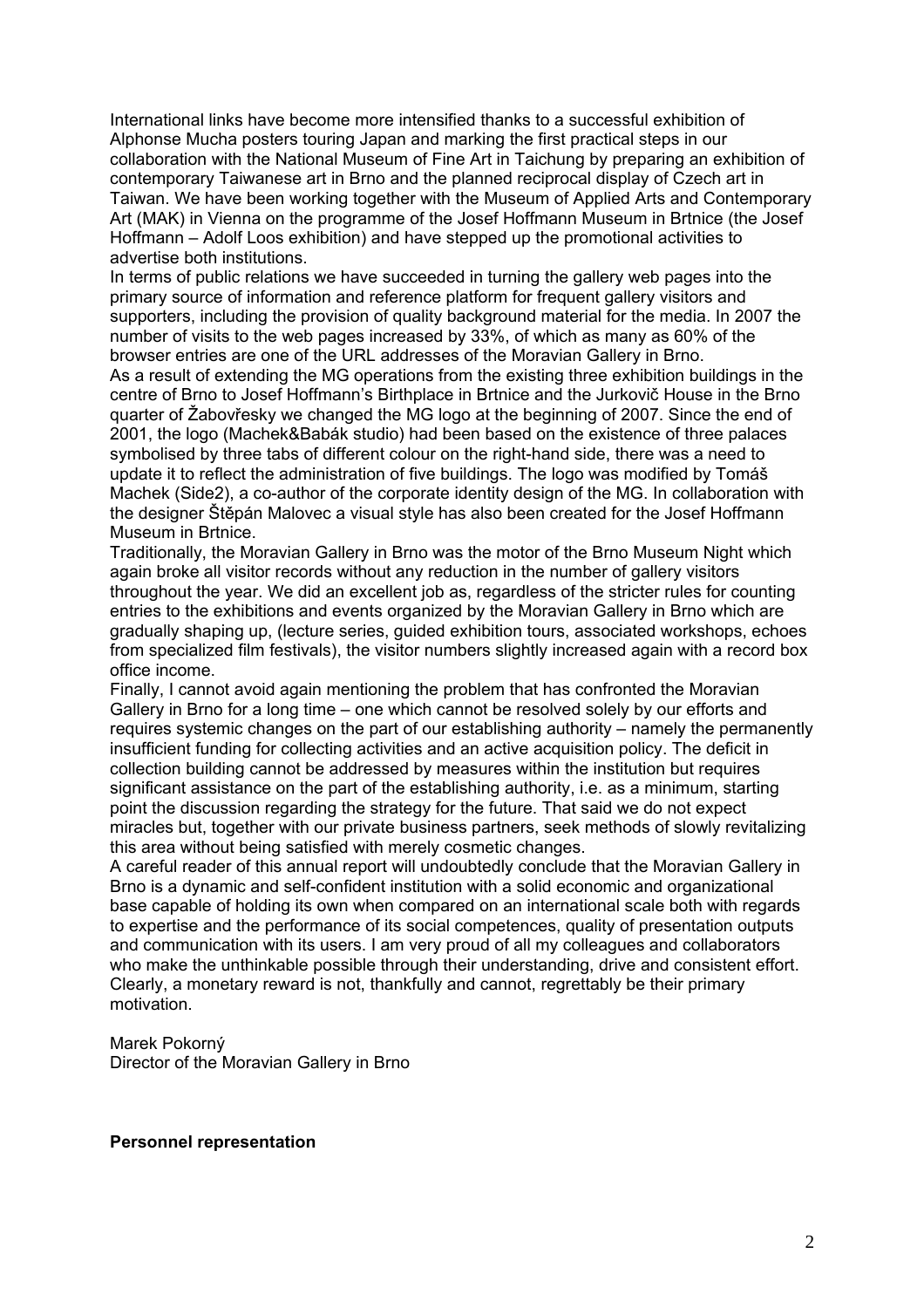International links have become more intensified thanks to a successful exhibition of Alphonse Mucha posters touring Japan and marking the first practical steps in our collaboration with the National Museum of Fine Art in Taichung by preparing an exhibition of contemporary Taiwanese art in Brno and the planned reciprocal display of Czech art in Taiwan. We have been working together with the Museum of Applied Arts and Contemporary Art (MAK) in Vienna on the programme of the Josef Hoffmann Museum in Brtnice (the Josef Hoffmann – Adolf Loos exhibition) and have stepped up the promotional activities to advertise both institutions.

In terms of public relations we have succeeded in turning the gallery web pages into the primary source of information and reference platform for frequent gallery visitors and supporters, including the provision of quality background material for the media. In 2007 the number of visits to the web pages increased by 33%, of which as many as 60% of the browser entries are one of the URL addresses of the Moravian Gallery in Brno.

As a result of extending the MG operations from the existing three exhibition buildings in the centre of Brno to Josef Hoffmann's Birthplace in Brtnice and the Jurkovič House in the Brno quarter of Žabovřesky we changed the MG logo at the beginning of 2007. Since the end of 2001, the logo (Machek&Babák studio) had been based on the existence of three palaces symbolised by three tabs of different colour on the right-hand side, there was a need to update it to reflect the administration of five buildings. The logo was modified by Tomáš Machek (Side2), a co-author of the corporate identity design of the MG. In collaboration with the designer Štěpán Malovec a visual style has also been created for the Josef Hoffmann Museum in Brtnice.

Traditionally, the Moravian Gallery in Brno was the motor of the Brno Museum Night which again broke all visitor records without any reduction in the number of gallery visitors throughout the year. We did an excellent job as, regardless of the stricter rules for counting entries to the exhibitions and events organized by the Moravian Gallery in Brno which are gradually shaping up, (lecture series, guided exhibition tours, associated workshops, echoes from specialized film festivals), the visitor numbers slightly increased again with a record box office income.

Finally, I cannot avoid again mentioning the problem that has confronted the Moravian Gallery in Brno for a long time – one which cannot be resolved solely by our efforts and requires systemic changes on the part of our establishing authority – namely the permanently insufficient funding for collecting activities and an active acquisition policy. The deficit in collection building cannot be addressed by measures within the institution but requires significant assistance on the part of the establishing authority, i.e. as a minimum, starting point the discussion regarding the strategy for the future. That said we do not expect miracles but, together with our private business partners, seek methods of slowly revitalizing this area without being satisfied with merely cosmetic changes.

A careful reader of this annual report will undoubtedly conclude that the Moravian Gallery in Brno is a dynamic and self-confident institution with a solid economic and organizational base capable of holding its own when compared on an international scale both with regards to expertise and the performance of its social competences, quality of presentation outputs and communication with its users. I am very proud of all my colleagues and collaborators who make the unthinkable possible through their understanding, drive and consistent effort. Clearly, a monetary reward is not, thankfully and cannot, regrettably be their primary motivation.

Marek Pokorný
Director of the Moravian Gallery in Brno

**Personnel representation**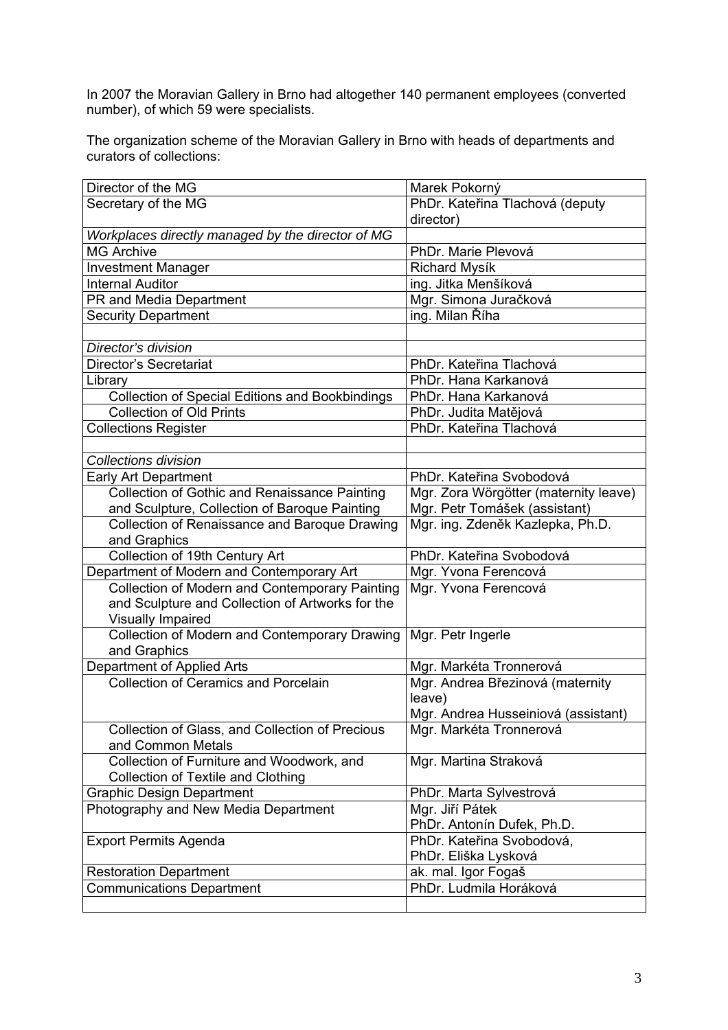In 2007 the Moravian Gallery in Brno had altogether 140 permanent employees (converted number), of which 59 were specialists.

The organization scheme of the Moravian Gallery in Brno with heads of departments and curators of collections:

| | |
|---|---|
| Director of the MG | Marek Pokorný |
| Secretary of the MG | PhDr. Kateřina Tlachová (deputy director) |
| *Workplaces directly managed by the director of MG* | |
| MG Archive | PhDr. Marie Plevová |
| Investment Manager | Richard Mysík |
| Internal Auditor | ing. Jitka Menšíková |
| PR and Media Department | Mgr. Simona Juračková |
| Security Department | ing. Milan Říha |
| | |
| *Director's division* | |
| Director's Secretariat | PhDr. Kateřina Tlachová |
| Library | PhDr. Hana Karkanová |
| Collection of Special Editions and Bookbindings | PhDr. Hana Karkanová |
| Collection of Old Prints | PhDr. Judita Matějová |
| Collections Register | PhDr. Kateřina Tlachová |
| | |
| *Collections division* | |
| Early Art Department | PhDr. Kateřina Svobodová |
| Collection of Gothic and Renaissance Painting and Sculpture, Collection of Baroque Painting | Mgr. Zora Wörgötter (maternity leave) Mgr. Petr Tomášek (assistant) |
| Collection of Renaissance and Baroque Drawing and Graphics | Mgr. ing. Zdeněk Kazlepka, Ph.D. |
| Collection of 19th Century Art | PhDr. Kateřina Svobodová |
| Department of Modern and Contemporary Art | Mgr. Yvona Ferencová |
| Collection of Modern and Contemporary Painting and Sculpture and Collection of Artworks for the Visually Impaired | Mgr. Yvona Ferencová |
| Collection of Modern and Contemporary Drawing and Graphics | Mgr. Petr Ingerle |
| Department of Applied Arts | Mgr. Markéta Tronnerová |
| Collection of Ceramics and Porcelain | Mgr. Andrea Březinová (maternity leave) Mgr. Andrea Husseiniová (assistant) |
| Collection of Glass, and Collection of Precious and Common Metals | Mgr. Markéta Tronnerová |
| Collection of Furniture and Woodwork, and Collection of Textile and Clothing | Mgr. Martina Straková |
| Graphic Design Department | PhDr. Marta Sylvestrová |
| Photography and New Media Department | Mgr. Jiří Pátek PhDr. Antonín Dufek, Ph.D. |
| Export Permits Agenda | PhDr. Kateřina Svobodová, PhDr. Eliška Lysková |
| Restoration Department | ak. mal. Igor Fogaš |
| Communications Department | PhDr. Ludmila Horáková |
| | |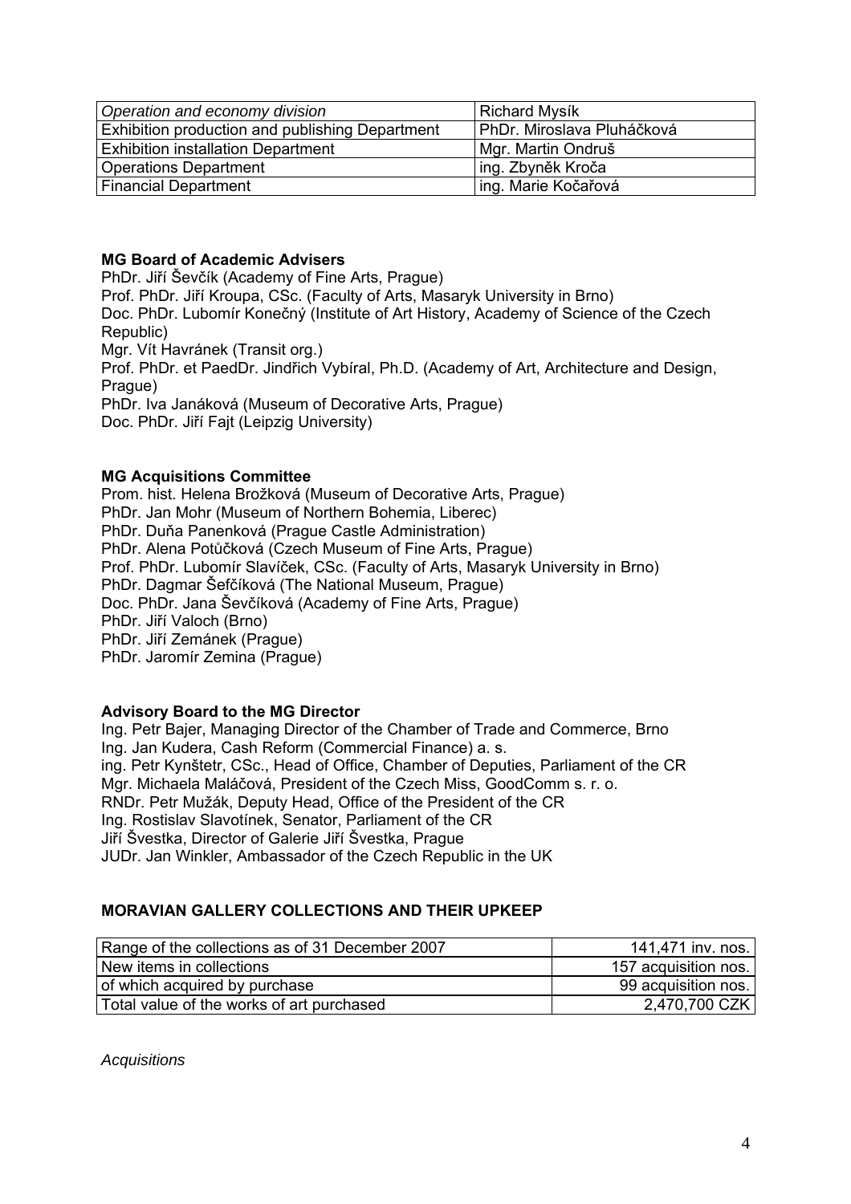| *Operation and economy division* | Richard Mysík |
|---|---|
| Exhibition production and publishing Department | PhDr. Miroslava Pluháčková |
| Exhibition installation Department | Mgr. Martin Ondruš |
| Operations Department | ing. Zbyněk Kroča |
| Financial Department | ing. Marie Kočařová |

**MG Board of Academic Advisers**

PhDr. Jiří Ševčík (Academy of Fine Arts, Prague)
Prof. PhDr. Jiří Kroupa, CSc. (Faculty of Arts, Masaryk University in Brno)
Doc. PhDr. Lubomír Konečný (Institute of Art History, Academy of Science of the Czech Republic)
Mgr. Vít Havránek (Transit org.)
Prof. PhDr. et PaedDr. Jindřich Vybíral, Ph.D. (Academy of Art, Architecture and Design, Prague)
PhDr. Iva Janáková (Museum of Decorative Arts, Prague)
Doc. PhDr. Jiří Fajt (Leipzig University)

**MG Acquisitions Committee**

Prom. hist. Helena Brožková (Museum of Decorative Arts, Prague)
PhDr. Jan Mohr (Museum of Northern Bohemia, Liberec)
PhDr. Duňa Panenková (Prague Castle Administration)
PhDr. Alena Potůčková (Czech Museum of Fine Arts, Prague)
Prof. PhDr. Lubomír Slavíček, CSc. (Faculty of Arts, Masaryk University in Brno)
PhDr. Dagmar Šefčíková (The National Museum, Prague)
Doc. PhDr. Jana Ševčíková (Academy of Fine Arts, Prague)
PhDr. Jiří Valoch (Brno)
PhDr. Jiří Zemánek (Prague)
PhDr. Jaromír Zemina (Prague)

**Advisory Board to the MG Director**

Ing. Petr Bajer, Managing Director of the Chamber of Trade and Commerce, Brno
Ing. Jan Kudera, Cash Reform (Commercial Finance) a. s.
ing. Petr Kynštetr, CSc., Head of Office, Chamber of Deputies, Parliament of the CR
Mgr. Michaela Maláčová, President of the Czech Miss, GoodComm s. r. o.
RNDr. Petr Mužák, Deputy Head, Office of the President of the CR
Ing. Rostislav Slavotínek, Senator, Parliament of the CR
Jiří Švestka, Director of Galerie Jiří Švestka, Prague
JUDr. Jan Winkler, Ambassador of the Czech Republic in the UK

**MORAVIAN GALLERY COLLECTIONS AND THEIR UPKEEP**

| Range of the collections as of 31 December 2007 | 141,471 inv. nos. |
|---|---|
| New items in collections | 157 acquisition nos. |
| of which acquired by purchase | 99 acquisition nos. |
| Total value of the works of art purchased | 2,470,700 CZK |

*Acquisitions*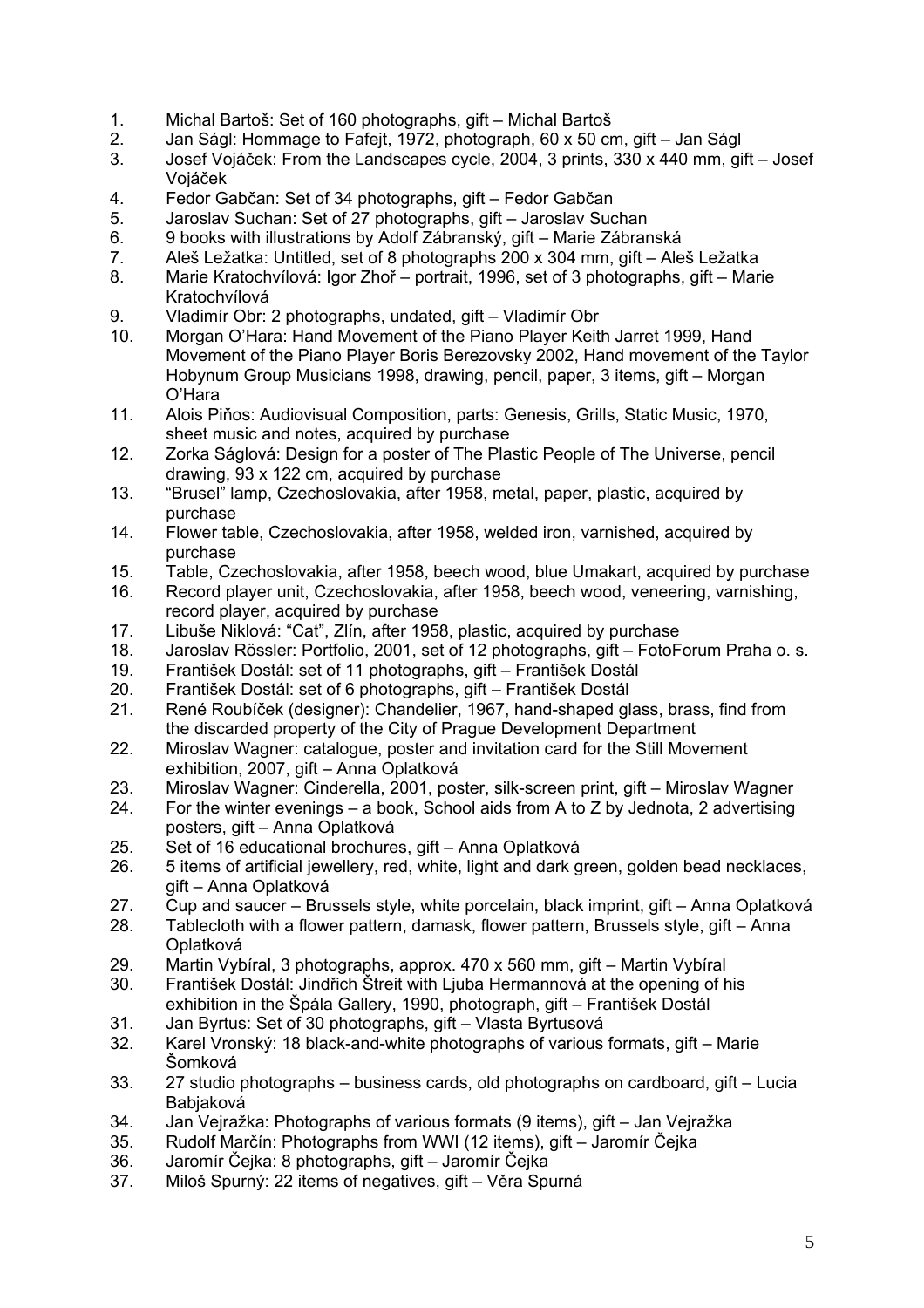1. Michal Bartoš: Set of 160 photographs, gift – Michal Bartoš
2. Jan Ságl: Hommage to Fafejt, 1972, photograph, 60 x 50 cm, gift – Jan Ságl
3. Josef Vojáček: From the Landscapes cycle, 2004, 3 prints, 330 x 440 mm, gift – Josef Vojáček
4. Fedor Gabčan: Set of 34 photographs, gift – Fedor Gabčan
5. Jaroslav Suchan: Set of 27 photographs, gift – Jaroslav Suchan
6. 9 books with illustrations by Adolf Zábranský, gift – Marie Zábranská
7. Aleš Ležatka: Untitled, set of 8 photographs 200 x 304 mm, gift – Aleš Ležatka
8. Marie Kratochvílová: Igor Zhoř – portrait, 1996, set of 3 photographs, gift – Marie Kratochvílová
9. Vladimír Obr: 2 photographs, undated, gift – Vladimír Obr
10. Morgan O'Hara: Hand Movement of the Piano Player Keith Jarret 1999, Hand Movement of the Piano Player Boris Berezovsky 2002, Hand movement of the Taylor Hobynum Group Musicians 1998, drawing, pencil, paper, 3 items, gift – Morgan O'Hara
11. Alois Piňos: Audiovisual Composition, parts: Genesis, Grills, Static Music, 1970, sheet music and notes, acquired by purchase
12. Zorka Ságlová: Design for a poster of The Plastic People of The Universe, pencil drawing, 93 x 122 cm, acquired by purchase
13. "Brusel" lamp, Czechoslovakia, after 1958, metal, paper, plastic, acquired by purchase
14. Flower table, Czechoslovakia, after 1958, welded iron, varnished, acquired by purchase
15. Table, Czechoslovakia, after 1958, beech wood, blue Umakart, acquired by purchase
16. Record player unit, Czechoslovakia, after 1958, beech wood, veneering, varnishing, record player, acquired by purchase
17. Libuše Niklová: "Cat", Zlín, after 1958, plastic, acquired by purchase
18. Jaroslav Rössler: Portfolio, 2001, set of 12 photographs, gift – FotoForum Praha o. s.
19. František Dostál: set of 11 photographs, gift – František Dostál
20. František Dostál: set of 6 photographs, gift – František Dostál
21. René Roubíček (designer): Chandelier, 1967, hand-shaped glass, brass, find from the discarded property of the City of Prague Development Department
22. Miroslav Wagner: catalogue, poster and invitation card for the Still Movement exhibition, 2007, gift – Anna Oplatková
23. Miroslav Wagner: Cinderella, 2001, poster, silk-screen print, gift – Miroslav Wagner
24. For the winter evenings – a book, School aids from A to Z by Jednota, 2 advertising posters, gift – Anna Oplatková
25. Set of 16 educational brochures, gift – Anna Oplatková
26. 5 items of artificial jewellery, red, white, light and dark green, golden bead necklaces, gift – Anna Oplatková
27. Cup and saucer – Brussels style, white porcelain, black imprint, gift – Anna Oplatková
28. Tablecloth with a flower pattern, damask, flower pattern, Brussels style, gift – Anna Oplatková
29. Martin Vybíral, 3 photographs, approx. 470 x 560 mm, gift – Martin Vybíral
30. František Dostál: Jindřich Štreit with Ljuba Hermannová at the opening of his exhibition in the Špála Gallery, 1990, photograph, gift – František Dostál
31. Jan Byrtus: Set of 30 photographs, gift – Vlasta Byrtusová
32. Karel Vronský: 18 black-and-white photographs of various formats, gift – Marie Šomková
33. 27 studio photographs – business cards, old photographs on cardboard, gift – Lucia Babjaková
34. Jan Vejražka: Photographs of various formats (9 items), gift – Jan Vejražka
35. Rudolf Marčín: Photographs from WWI (12 items), gift – Jaromír Čejka
36. Jaromír Čejka: 8 photographs, gift – Jaromír Čejka
37. Miloš Spurný: 22 items of negatives, gift – Věra Spurná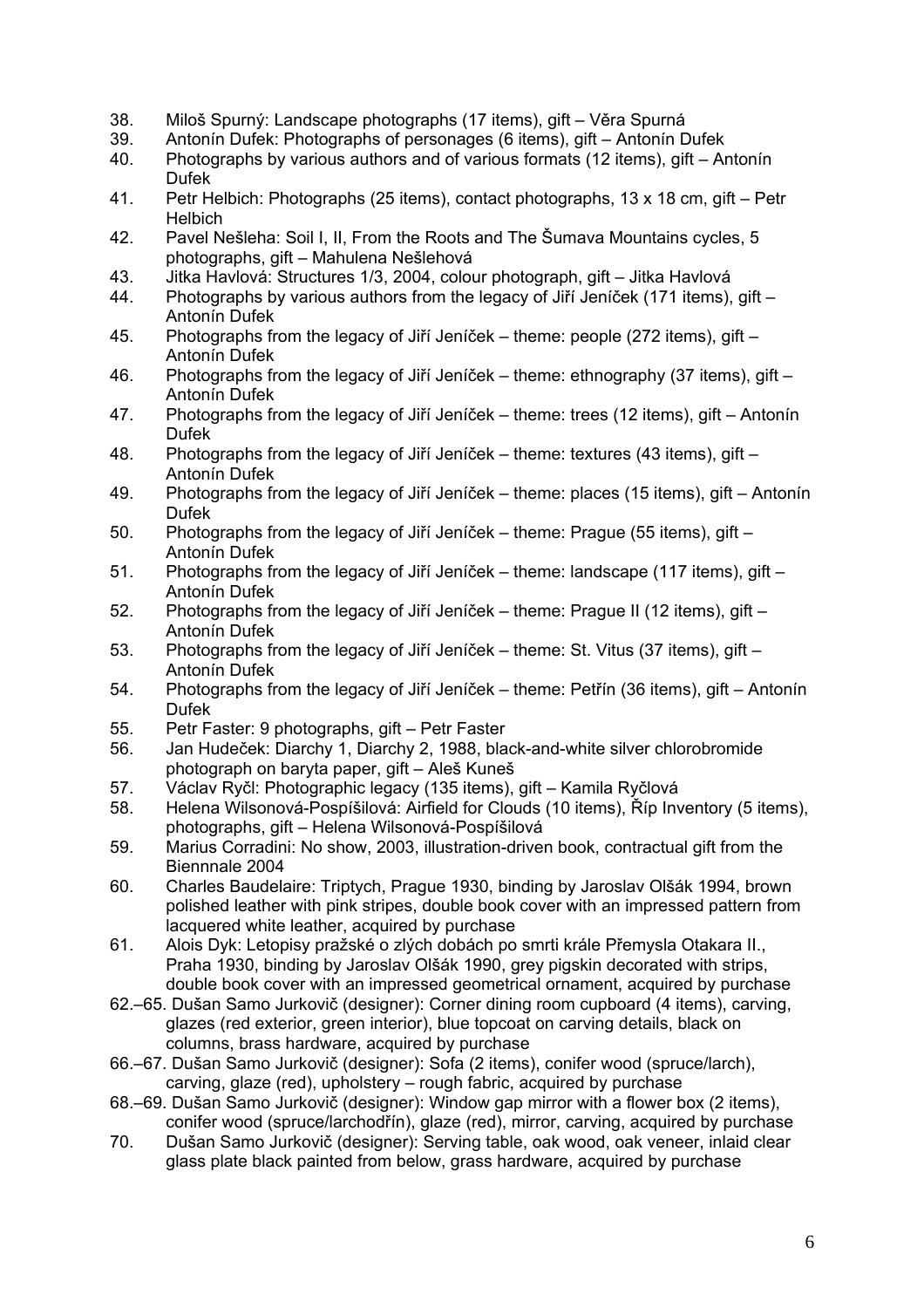38. Miloš Spurný: Landscape photographs (17 items), gift – Věra Spurná
39. Antonín Dufek: Photographs of personages (6 items), gift – Antonín Dufek
40. Photographs by various authors and of various formats (12 items), gift – Antonín Dufek
41. Petr Helbich: Photographs (25 items), contact photographs, 13 x 18 cm, gift – Petr Helbich
42. Pavel Nešleha: Soil I, II, From the Roots and The Šumava Mountains cycles, 5 photographs, gift – Mahulena Nešlehová
43. Jitka Havlová: Structures 1/3, 2004, colour photograph, gift – Jitka Havlová
44. Photographs by various authors from the legacy of Jiří Jeníček (171 items), gift – Antonín Dufek
45. Photographs from the legacy of Jiří Jeníček – theme: people (272 items), gift – Antonín Dufek
46. Photographs from the legacy of Jiří Jeníček – theme: ethnography (37 items), gift – Antonín Dufek
47. Photographs from the legacy of Jiří Jeníček – theme: trees (12 items), gift – Antonín Dufek
48. Photographs from the legacy of Jiří Jeníček – theme: textures (43 items), gift – Antonín Dufek
49. Photographs from the legacy of Jiří Jeníček – theme: places (15 items), gift – Antonín Dufek
50. Photographs from the legacy of Jiří Jeníček – theme: Prague (55 items), gift – Antonín Dufek
51. Photographs from the legacy of Jiří Jeníček – theme: landscape (117 items), gift – Antonín Dufek
52. Photographs from the legacy of Jiří Jeníček – theme: Prague II (12 items), gift – Antonín Dufek
53. Photographs from the legacy of Jiří Jeníček – theme: St. Vitus (37 items), gift – Antonín Dufek
54. Photographs from the legacy of Jiří Jeníček – theme: Petřín (36 items), gift – Antonín Dufek
55. Petr Faster: 9 photographs, gift – Petr Faster
56. Jan Hudeček: Diarchy 1, Diarchy 2, 1988, black-and-white silver chlorobromide photograph on baryta paper, gift – Aleš Kuneš
57. Václav Ryčl: Photographic legacy (135 items), gift – Kamila Ryčlová
58. Helena Wilsonová-Pospíšilová: Airfield for Clouds (10 items), Říp Inventory (5 items), photographs, gift – Helena Wilsonová-Pospíšilová
59. Marius Corradini: No show, 2003, illustration-driven book, contractual gift from the Biennnale 2004
60. Charles Baudelaire: Triptych, Prague 1930, binding by Jaroslav Olšák 1994, brown polished leather with pink stripes, double book cover with an impressed pattern from lacquered white leather, acquired by purchase
61. Alois Dyk: Letopisy pražské o zlých dobách po smrti krále Přemysla Otakara II., Praha 1930, binding by Jaroslav Olšák 1990, grey pigskin decorated with strips, double book cover with an impressed geometrical ornament, acquired by purchase

62.–65. Dušan Samo Jurkovič (designer): Corner dining room cupboard (4 items), carving, glazes (red exterior, green interior), blue topcoat on carving details, black on columns, brass hardware, acquired by purchase

66.–67. Dušan Samo Jurkovič (designer): Sofa (2 items), conifer wood (spruce/larch), carving, glaze (red), upholstery – rough fabric, acquired by purchase

68.–69. Dušan Samo Jurkovič (designer): Window gap mirror with a flower box (2 items), conifer wood (spruce/larchodřín), glaze (red), mirror, carving, acquired by purchase

70. Dušan Samo Jurkovič (designer): Serving table, oak wood, oak veneer, inlaid clear glass plate black painted from below, grass hardware, acquired by purchase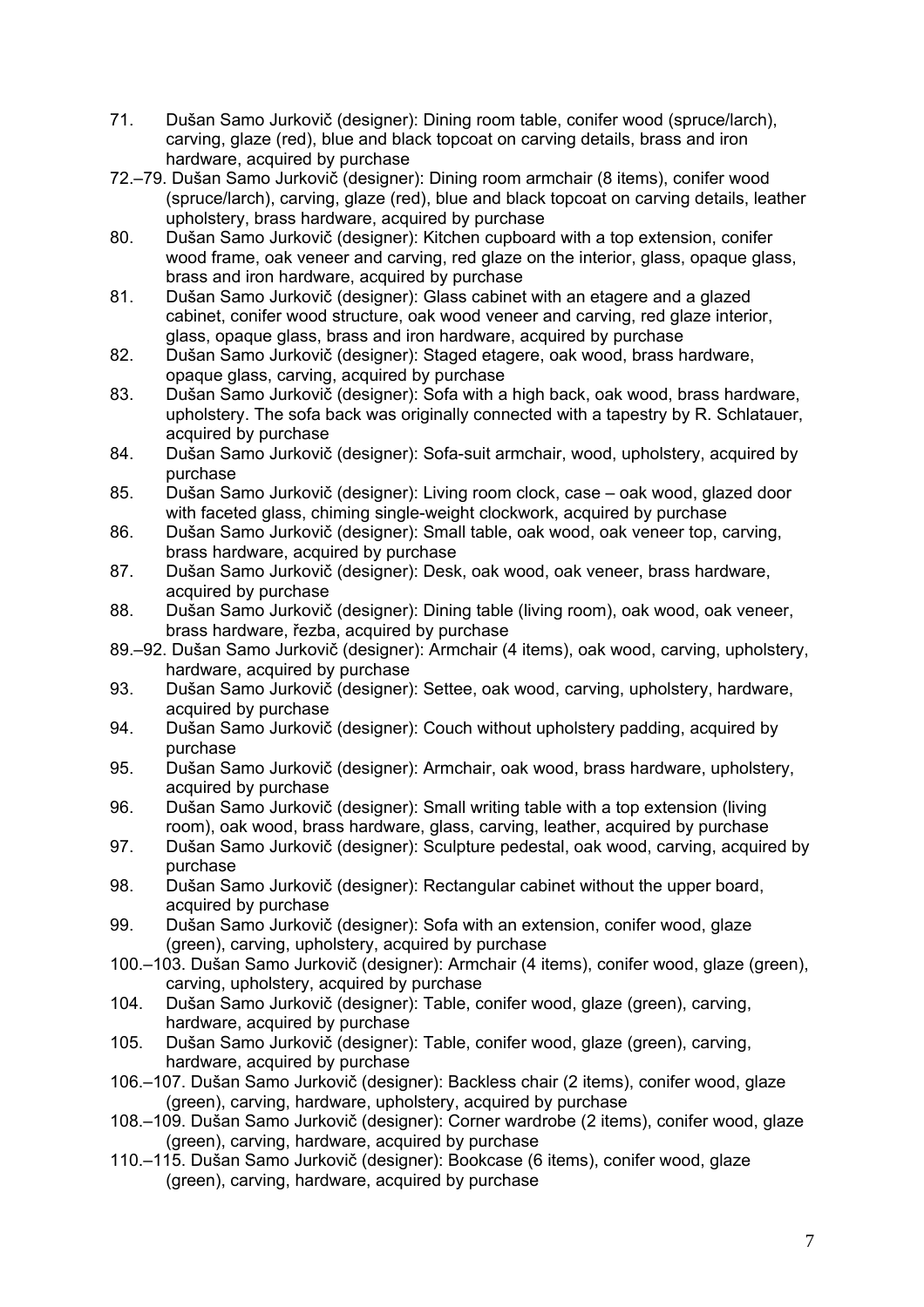71. Dušan Samo Jurkovič (designer): Dining room table, conifer wood (spruce/larch), carving, glaze (red), blue and black topcoat on carving details, brass and iron hardware, acquired by purchase

72.–79. Dušan Samo Jurkovič (designer): Dining room armchair (8 items), conifer wood (spruce/larch), carving, glaze (red), blue and black topcoat on carving details, leather upholstery, brass hardware, acquired by purchase

80. Dušan Samo Jurkovič (designer): Kitchen cupboard with a top extension, conifer wood frame, oak veneer and carving, red glaze on the interior, glass, opaque glass, brass and iron hardware, acquired by purchase

81. Dušan Samo Jurkovič (designer): Glass cabinet with an etagere and a glazed cabinet, conifer wood structure, oak wood veneer and carving, red glaze interior, glass, opaque glass, brass and iron hardware, acquired by purchase

82. Dušan Samo Jurkovič (designer): Staged etagere, oak wood, brass hardware, opaque glass, carving, acquired by purchase

83. Dušan Samo Jurkovič (designer): Sofa with a high back, oak wood, brass hardware, upholstery. The sofa back was originally connected with a tapestry by R. Schlatauer, acquired by purchase

84. Dušan Samo Jurkovič (designer): Sofa-suit armchair, wood, upholstery, acquired by purchase

85. Dušan Samo Jurkovič (designer): Living room clock, case – oak wood, glazed door with faceted glass, chiming single-weight clockwork, acquired by purchase

86. Dušan Samo Jurkovič (designer): Small table, oak wood, oak veneer top, carving, brass hardware, acquired by purchase

87. Dušan Samo Jurkovič (designer): Desk, oak wood, oak veneer, brass hardware, acquired by purchase

88. Dušan Samo Jurkovič (designer): Dining table (living room), oak wood, oak veneer, brass hardware, řezba, acquired by purchase

89.–92. Dušan Samo Jurkovič (designer): Armchair (4 items), oak wood, carving, upholstery, hardware, acquired by purchase

93. Dušan Samo Jurkovič (designer): Settee, oak wood, carving, upholstery, hardware, acquired by purchase

94. Dušan Samo Jurkovič (designer): Couch without upholstery padding, acquired by purchase

95. Dušan Samo Jurkovič (designer): Armchair, oak wood, brass hardware, upholstery, acquired by purchase

96. Dušan Samo Jurkovič (designer): Small writing table with a top extension (living room), oak wood, brass hardware, glass, carving, leather, acquired by purchase

97. Dušan Samo Jurkovič (designer): Sculpture pedestal, oak wood, carving, acquired by purchase

98. Dušan Samo Jurkovič (designer): Rectangular cabinet without the upper board, acquired by purchase

99. Dušan Samo Jurkovič (designer): Sofa with an extension, conifer wood, glaze (green), carving, upholstery, acquired by purchase

100.–103. Dušan Samo Jurkovič (designer): Armchair (4 items), conifer wood, glaze (green), carving, upholstery, acquired by purchase

104. Dušan Samo Jurkovič (designer): Table, conifer wood, glaze (green), carving, hardware, acquired by purchase

105. Dušan Samo Jurkovič (designer): Table, conifer wood, glaze (green), carving, hardware, acquired by purchase

106.–107. Dušan Samo Jurkovič (designer): Backless chair (2 items), conifer wood, glaze (green), carving, hardware, upholstery, acquired by purchase

108.–109. Dušan Samo Jurkovič (designer): Corner wardrobe (2 items), conifer wood, glaze (green), carving, hardware, acquired by purchase

110.–115. Dušan Samo Jurkovič (designer): Bookcase (6 items), conifer wood, glaze (green), carving, hardware, acquired by purchase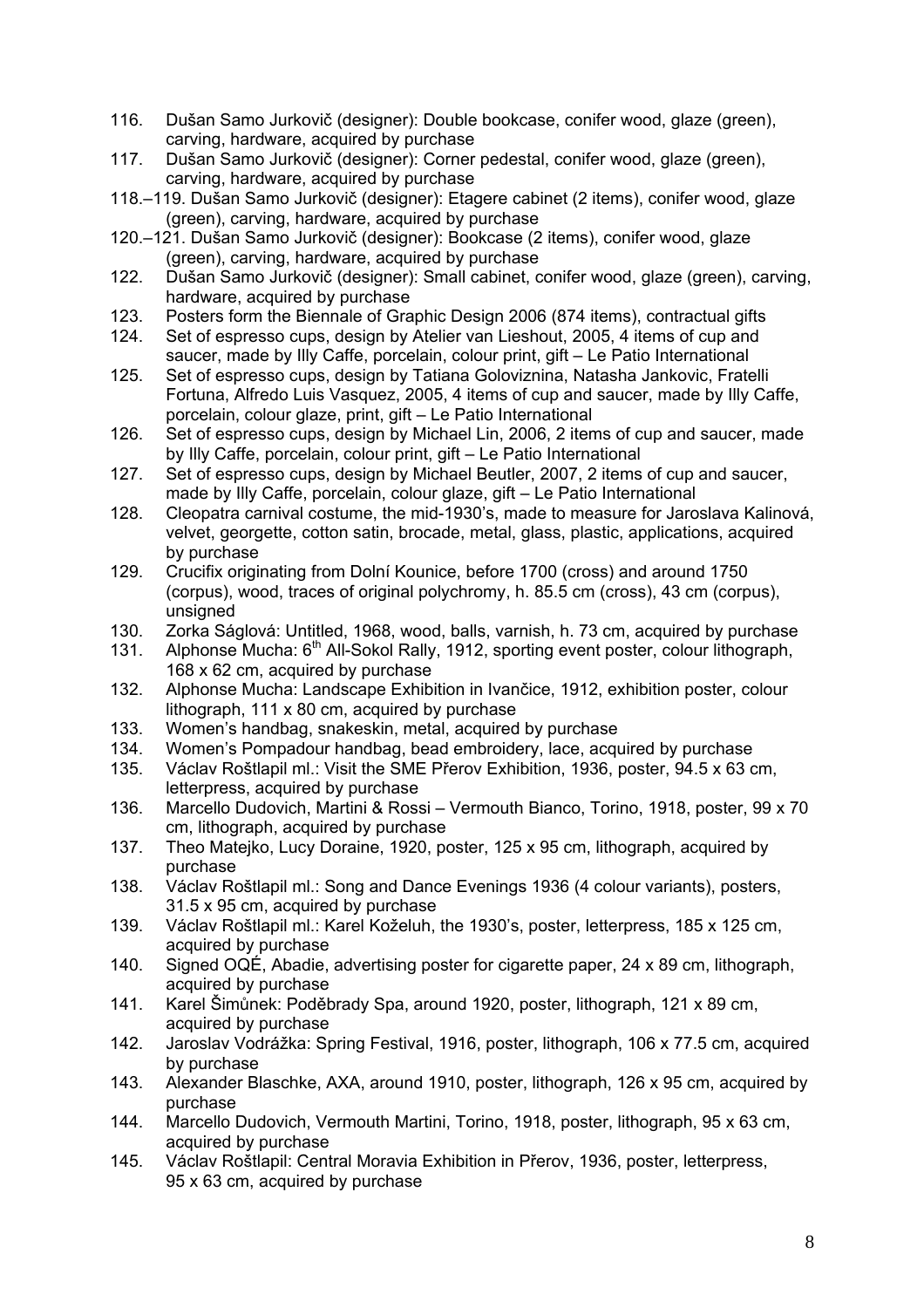116. Dušan Samo Jurkovič (designer): Double bookcase, conifer wood, glaze (green), carving, hardware, acquired by purchase
117. Dušan Samo Jurkovič (designer): Corner pedestal, conifer wood, glaze (green), carving, hardware, acquired by purchase

118.–119. Dušan Samo Jurkovič (designer): Etagere cabinet (2 items), conifer wood, glaze (green), carving, hardware, acquired by purchase

120.–121. Dušan Samo Jurkovič (designer): Bookcase (2 items), conifer wood, glaze (green), carving, hardware, acquired by purchase

122. Dušan Samo Jurkovič (designer): Small cabinet, conifer wood, glaze (green), carving, hardware, acquired by purchase
123. Posters form the Biennale of Graphic Design 2006 (874 items), contractual gifts
124. Set of espresso cups, design by Atelier van Lieshout, 2005, 4 items of cup and saucer, made by Illy Caffe, porcelain, colour print, gift – Le Patio International
125. Set of espresso cups, design by Tatiana Goloviznina, Natasha Jankovic, Fratelli Fortuna, Alfredo Luis Vasquez, 2005, 4 items of cup and saucer, made by Illy Caffe, porcelain, colour glaze, print, gift – Le Patio International
126. Set of espresso cups, design by Michael Lin, 2006, 2 items of cup and saucer, made by Illy Caffe, porcelain, colour print, gift – Le Patio International
127. Set of espresso cups, design by Michael Beutler, 2007, 2 items of cup and saucer, made by Illy Caffe, porcelain, colour glaze, gift – Le Patio International
128. Cleopatra carnival costume, the mid-1930's, made to measure for Jaroslava Kalinová, velvet, georgette, cotton satin, brocade, metal, glass, plastic, applications, acquired by purchase
129. Crucifix originating from Dolní Kounice, before 1700 (cross) and around 1750 (corpus), wood, traces of original polychromy, h. 85.5 cm (cross), 43 cm (corpus), unsigned
130. Zorka Ságlová: Untitled, 1968, wood, balls, varnish, h. 73 cm, acquired by purchase
131. Alphonse Mucha: 6th All-Sokol Rally, 1912, sporting event poster, colour lithograph, 168 x 62 cm, acquired by purchase
132. Alphonse Mucha: Landscape Exhibition in Ivančice, 1912, exhibition poster, colour lithograph, 111 x 80 cm, acquired by purchase
133. Women's handbag, snakeskin, metal, acquired by purchase
134. Women's Pompadour handbag, bead embroidery, lace, acquired by purchase
135. Václav Roštlapil ml.: Visit the SME Přerov Exhibition, 1936, poster, 94.5 x 63 cm, letterpress, acquired by purchase
136. Marcello Dudovich, Martini & Rossi – Vermouth Bianco, Torino, 1918, poster, 99 x 70 cm, lithograph, acquired by purchase
137. Theo Matejko, Lucy Doraine, 1920, poster, 125 x 95 cm, lithograph, acquired by purchase
138. Václav Roštlapil ml.: Song and Dance Evenings 1936 (4 colour variants), posters, 31.5 x 95 cm, acquired by purchase
139. Václav Roštlapil ml.: Karel Koželuh, the 1930's, poster, letterpress, 185 x 125 cm, acquired by purchase
140. Signed OQÉ, Abadie, advertising poster for cigarette paper, 24 x 89 cm, lithograph, acquired by purchase
141. Karel Šimůnek: Poděbrady Spa, around 1920, poster, lithograph, 121 x 89 cm, acquired by purchase
142. Jaroslav Vodrážka: Spring Festival, 1916, poster, lithograph, 106 x 77.5 cm, acquired by purchase
143. Alexander Blaschke, AXA, around 1910, poster, lithograph, 126 x 95 cm, acquired by purchase
144. Marcello Dudovich, Vermouth Martini, Torino, 1918, poster, lithograph, 95 x 63 cm, acquired by purchase
145. Václav Roštlapil: Central Moravia Exhibition in Přerov, 1936, poster, letterpress, 95 x 63 cm, acquired by purchase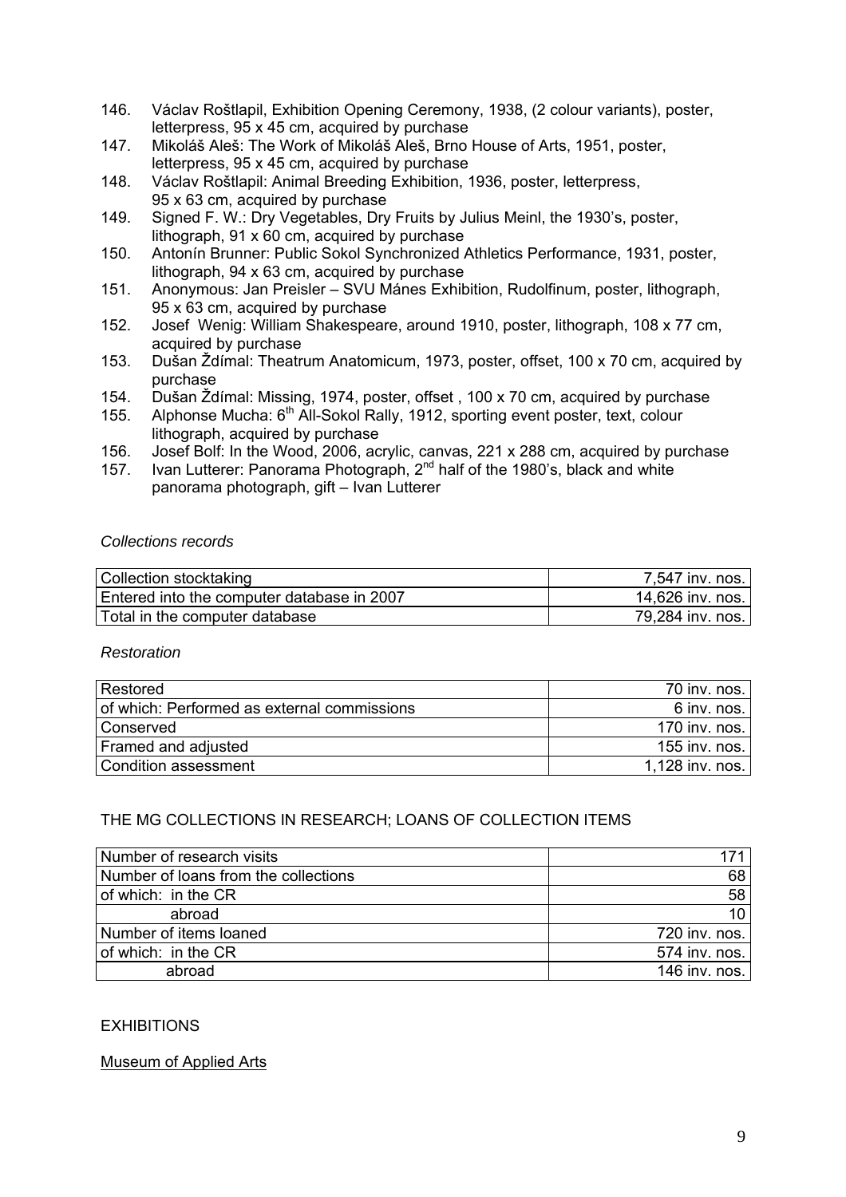146. Václav Roštlapil, Exhibition Opening Ceremony, 1938, (2 colour variants), poster, letterpress, 95 x 45 cm, acquired by purchase
147. Mikoláš Aleš: The Work of Mikoláš Aleš, Brno House of Arts, 1951, poster, letterpress, 95 x 45 cm, acquired by purchase
148. Václav Roštlapil: Animal Breeding Exhibition, 1936, poster, letterpress, 95 x 63 cm, acquired by purchase
149. Signed F. W.: Dry Vegetables, Dry Fruits by Julius Meinl, the 1930's, poster, lithograph, 91 x 60 cm, acquired by purchase
150. Antonín Brunner: Public Sokol Synchronized Athletics Performance, 1931, poster, lithograph, 94 x 63 cm, acquired by purchase
151. Anonymous: Jan Preisler – SVU Mánes Exhibition, Rudolfinum, poster, lithograph, 95 x 63 cm, acquired by purchase
152. Josef Wenig: William Shakespeare, around 1910, poster, lithograph, 108 x 77 cm, acquired by purchase
153. Dušan Ždímal: Theatrum Anatomicum, 1973, poster, offset, 100 x 70 cm, acquired by purchase
154. Dušan Ždímal: Missing, 1974, poster, offset , 100 x 70 cm, acquired by purchase
155. Alphonse Mucha: 6th All-Sokol Rally, 1912, sporting event poster, text, colour lithograph, acquired by purchase
156. Josef Bolf: In the Wood, 2006, acrylic, canvas, 221 x 288 cm, acquired by purchase
157. Ivan Lutterer: Panorama Photograph, 2nd half of the 1980's, black and white panorama photograph, gift – Ivan Lutterer

*Collections records*

| | |
|---|---|
| Collection stocktaking | 7,547 inv. nos. |
| Entered into the computer database in 2007 | 14,626 inv. nos. |
| Total in the computer database | 79,284 inv. nos. |

*Restoration*

| | |
|---|---|
| Restored | 70 inv. nos. |
| of which: Performed as external commissions | 6 inv. nos. |
| Conserved | 170 inv. nos. |
| Framed and adjusted | 155 inv. nos. |
| Condition assessment | 1,128 inv. nos. |

THE MG COLLECTIONS IN RESEARCH; LOANS OF COLLECTION ITEMS

| | |
|---|---|
| Number of research visits | 171 |
| Number of loans from the collections | 68 |
| of which: in the CR | 58 |
| abroad | 10 |
| Number of items loaned | 720 inv. nos. |
| of which: in the CR | 574 inv. nos. |
| abroad | 146 inv. nos. |

EXHIBITIONS

Museum of Applied Arts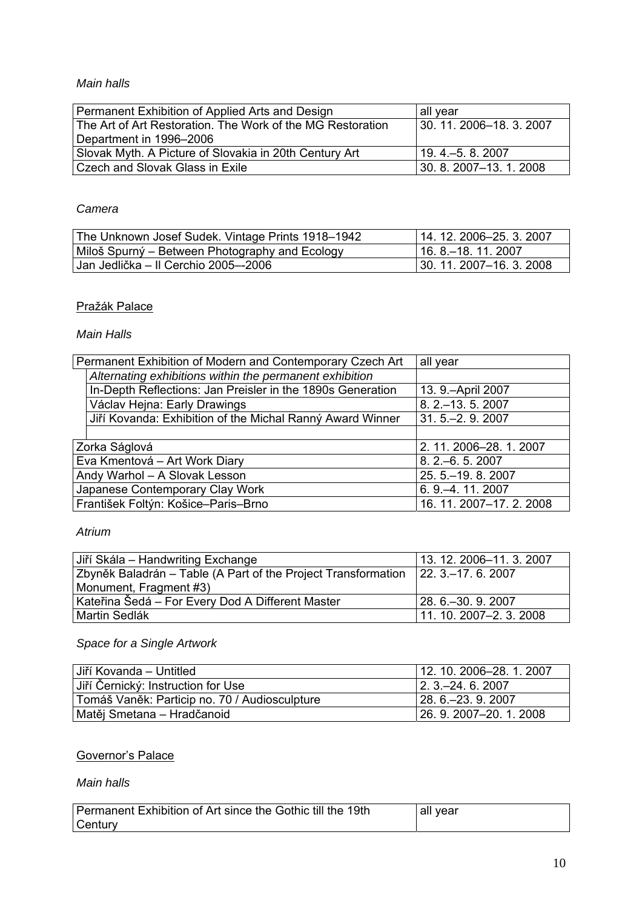*Main halls*

| | |
|---|---|
| Permanent Exhibition of Applied Arts and Design | all year |
| The Art of Art Restoration. The Work of the MG Restoration Department in 1996–2006 | 30. 11. 2006–18. 3. 2007 |
| Slovak Myth. A Picture of Slovakia in 20th Century Art | 19. 4.–5. 8. 2007 |
| Czech and Slovak Glass in Exile | 30. 8. 2007–13. 1. 2008 |

*Camera*

| | |
|---|---|
| The Unknown Josef Sudek. Vintage Prints 1918–1942 | 14. 12. 2006–25. 3. 2007 |
| Miloš Spurný – Between Photography and Ecology | 16. 8.–18. 11. 2007 |
| Jan Jedlička – Il Cerchio 2005–-2006 | 30. 11. 2007–16. 3. 2008 |

Pražák Palace

*Main Halls*

| | |
|---|---|
| Permanent Exhibition of Modern and Contemporary Czech Art | all year |
| *Alternating exhibitions within the permanent exhibition* | |
| In-Depth Reflections: Jan Preisler in the 1890s Generation | 13. 9.–April 2007 |
| Václav Hejna: Early Drawings | 8. 2.–13. 5. 2007 |
| Jiří Kovanda: Exhibition of the Michal Ranný Award Winner | 31. 5.–2. 9. 2007 |
| | |
| Zorka Ságlová | 2. 11. 2006–28. 1. 2007 |
| Eva Kmentová – Art Work Diary | 8. 2.–6. 5. 2007 |
| Andy Warhol – A Slovak Lesson | 25. 5.–19. 8. 2007 |
| Japanese Contemporary Clay Work | 6. 9.–4. 11. 2007 |
| František Foltýn: Košice–Paris–Brno | 16. 11. 2007–17. 2. 2008 |

*Atrium*

| | |
|---|---|
| Jiří Skála – Handwriting Exchange | 13. 12. 2006–11. 3. 2007 |
| Zbyněk Baladrán – Table (A Part of the Project Transformation Monument, Fragment #3) | 22. 3.–17. 6. 2007 |
| Kateřina Šedá – For Every Dod A Different Master | 28. 6.–30. 9. 2007 |
| Martin Sedlák | 11. 10. 2007–2. 3. 2008 |

*Space for a Single Artwork*

| | |
|---|---|
| Jiří Kovanda – Untitled | 12. 10. 2006–28. 1. 2007 |
| Jiří Černický: Instruction for Use | 2. 3.–24. 6. 2007 |
| Tomáš Vaněk: Particip no. 70 / Audiosculpture | 28. 6.–23. 9. 2007 |
| Matěj Smetana – Hradčanoid | 26. 9. 2007–20. 1. 2008 |

Governor's Palace

*Main halls*

| | |
|---|---|
| Permanent Exhibition of Art since the Gothic till the 19th Century | all year |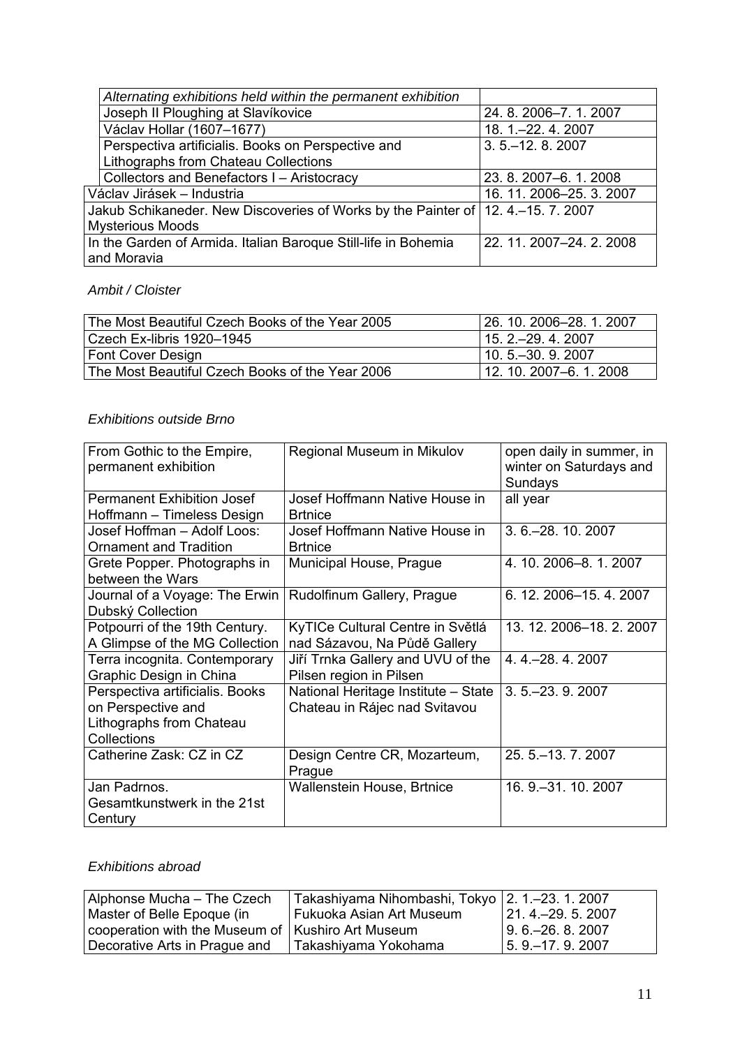| | |
|---|---|
| *Alternating exhibitions held within the permanent exhibition* | |
| Joseph II Ploughing at Slavíkovice | 24. 8. 2006–7. 1. 2007 |
| Václav Hollar (1607–1677) | 18. 1.–22. 4. 2007 |
| Perspectiva artificialis. Books on Perspective and Lithographs from Chateau Collections | 3. 5.–12. 8. 2007 |
| Collectors and Benefactors I – Aristocracy | 23. 8. 2007–6. 1. 2008 |
| Václav Jirásek – Industria | 16. 11. 2006–25. 3. 2007 |
| Jakub Schikaneder. New Discoveries of Works by the Painter of Mysterious Moods | 12. 4.–15. 7. 2007 |
| In the Garden of Armida. Italian Baroque Still-life in Bohemia and Moravia | 22. 11. 2007–24. 2. 2008 |

*Ambit / Cloister*

| | |
|---|---|
| The Most Beautiful Czech Books of the Year 2005 | 26. 10. 2006–28. 1. 2007 |
| Czech Ex-libris 1920–1945 | 15. 2.–29. 4. 2007 |
| Font Cover Design | 10. 5.–30. 9. 2007 |
| The Most Beautiful Czech Books of the Year 2006 | 12. 10. 2007–6. 1. 2008 |

*Exhibitions outside Brno*

| | | |
|---|---|---|
| From Gothic to the Empire, permanent exhibition | Regional Museum in Mikulov | open daily in summer, in winter on Saturdays and Sundays |
| Permanent Exhibition Josef Hoffmann – Timeless Design | Josef Hoffmann Native House in Brtnice | all year |
| Josef Hoffman – Adolf Loos: Ornament and Tradition | Josef Hoffmann Native House in Brtnice | 3. 6.–28. 10. 2007 |
| Grete Popper. Photographs in between the Wars | Municipal House, Prague | 4. 10. 2006–8. 1. 2007 |
| Journal of a Voyage: The Erwin Dubský Collection | Rudolfinum Gallery, Prague | 6. 12. 2006–15. 4. 2007 |
| Potpourri of the 19th Century. A Glimpse of the MG Collection | KyTICe Cultural Centre in Světlá nad Sázavou, Na Půdě Gallery | 13. 12. 2006–18. 2. 2007 |
| Terra incognita. Contemporary Graphic Design in China | Jiří Trnka Gallery and UVU of the Pilsen region in Pilsen | 4. 4.–28. 4. 2007 |
| Perspectiva artificialis. Books on Perspective and Lithographs from Chateau Collections | National Heritage Institute – State Chateau in Rájec nad Svitavou | 3. 5.–23. 9. 2007 |
| Catherine Zask: CZ in CZ | Design Centre CR, Mozarteum, Prague | 25. 5.–13. 7. 2007 |
| Jan Padrnos. Gesamtkunstwerk in the 21st Century | Wallenstein House, Brtnice | 16. 9.–31. 10. 2007 |

*Exhibitions abroad*

| | | |
|---|---|---|
| Alphonse Mucha – The Czech Master of Belle Epoque (in cooperation with the Museum of Decorative Arts in Prague and | Takashiyama Nihombashi, Tokyo<br>Fukuoka Asian Art Museum<br>Kushiro Art Museum<br>Takashiyama Yokohama | 2. 1.–23. 1. 2007<br>21. 4.–29. 5. 2007<br>9. 6.–26. 8. 2007<br>5. 9.–17. 9. 2007 |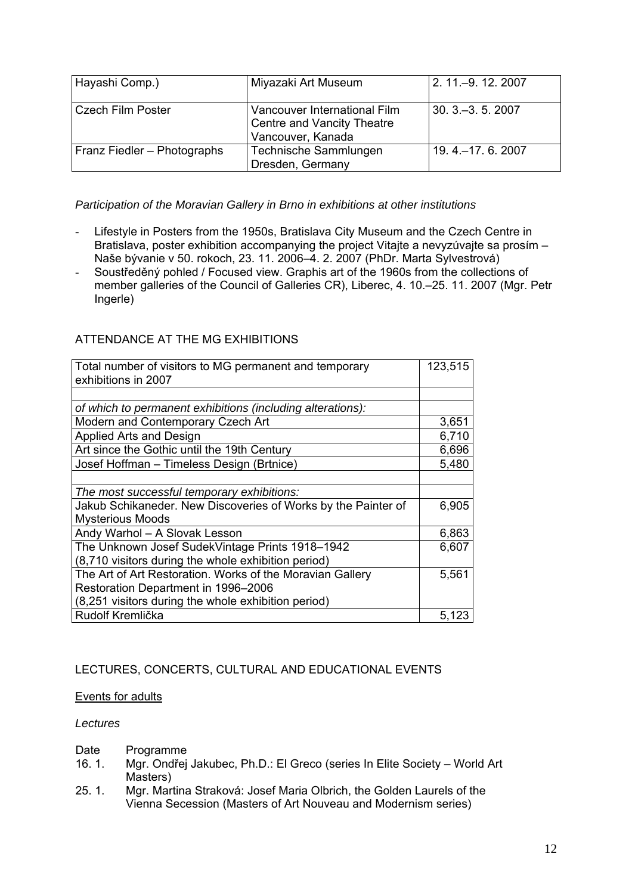| | | |
|---|---|---|
| Hayashi Comp.) | Miyazaki Art Museum | 2. 11.–9. 12. 2007 |
| Czech Film Poster | Vancouver International Film Centre and Vancity Theatre Vancouver, Kanada | 30. 3.–3. 5. 2007 |
| Franz Fiedler – Photographs | Technische Sammlungen Dresden, Germany | 19. 4.–17. 6. 2007 |

*Participation of the Moravian Gallery in Brno in exhibitions at other institutions*

- Lifestyle in Posters from the 1950s, Bratislava City Museum and the Czech Centre in Bratislava, poster exhibition accompanying the project Vitajte a nevyzúvajte sa prosím – Naše bývanie v 50. rokoch, 23. 11. 2006–4. 2. 2007 (PhDr. Marta Sylvestrová)
- Soustředěný pohled / Focused view. Graphis art of the 1960s from the collections of member galleries of the Council of Galleries CR), Liberec, 4. 10.–25. 11. 2007 (Mgr. Petr Ingerle)

## ATTENDANCE AT THE MG EXHIBITIONS

| Total number of visitors to MG permanent and temporary exhibitions in 2007 | 123,515 |
|---|---|
| | |
| *of which to permanent exhibitions (including alterations):* | |
| Modern and Contemporary Czech Art | 3,651 |
| Applied Arts and Design | 6,710 |
| Art since the Gothic until the 19th Century | 6,696 |
| Josef Hoffman – Timeless Design (Brtnice) | 5,480 |
| | |
| *The most successful temporary exhibitions:* | |
| Jakub Schikaneder. New Discoveries of Works by the Painter of Mysterious Moods | 6,905 |
| Andy Warhol – A Slovak Lesson | 6,863 |
| The Unknown Josef SudekVintage Prints 1918–1942 (8,710 visitors during the whole exhibition period) | 6,607 |
| The Art of Art Restoration. Works of the Moravian Gallery Restoration Department in 1996–2006 (8,251 visitors during the whole exhibition period) | 5,561 |
| Rudolf Kremlička | 5,123 |

## LECTURES, CONCERTS, CULTURAL AND EDUCATIONAL EVENTS

Events for adults

*Lectures*

| Date | Programme |
|---|---|
| 16. 1. | Mgr. Ondřej Jakubec, Ph.D.: El Greco (series In Elite Society – World Art Masters) |
| 25. 1. | Mgr. Martina Straková: Josef Maria Olbrich, the Golden Laurels of the Vienna Secession (Masters of Art Nouveau and Modernism series) |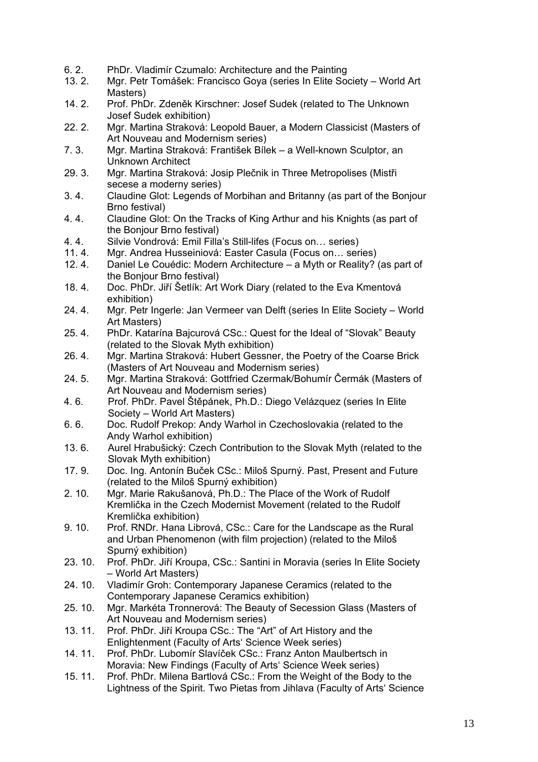6. 2. PhDr. Vladimír Czumalo: Architecture and the Painting
13. 2. Mgr. Petr Tomášek: Francisco Goya (series In Elite Society – World Art Masters)
14. 2. Prof. PhDr. Zdeněk Kirschner: Josef Sudek (related to The Unknown Josef Sudek exhibition)
22. 2. Mgr. Martina Straková: Leopold Bauer, a Modern Classicist (Masters of Art Nouveau and Modernism series)
7. 3. Mgr. Martina Straková: František Bílek – a Well-known Sculptor, an Unknown Architect
29. 3. Mgr. Martina Straková: Josip Plečnik in Three Metropolises (Mistři secese a moderny series)
3. 4. Claudine Glot: Legends of Morbihan and Britanny (as part of the Bonjour Brno festival)
4. 4. Claudine Glot: On the Tracks of King Arthur and his Knights (as part of the Bonjour Brno festival)
4. 4. Silvie Vondrová: Emil Filla's Still-lifes (Focus on… series)
11. 4. Mgr. Andrea Husseiniová: Easter Casula (Focus on… series)
12. 4. Daniel Le Couédic: Modern Architecture – a Myth or Reality? (as part of the Bonjour Brno festival)
18. 4. Doc. PhDr. Jiří Šetlík: Art Work Diary (related to the Eva Kmentová exhibition)
24. 4. Mgr. Petr Ingerle: Jan Vermeer van Delft (series In Elite Society – World Art Masters)
25. 4. PhDr. Katarína Bajcurová CSc.: Quest for the Ideal of "Slovak" Beauty (related to the Slovak Myth exhibition)
26. 4. Mgr. Martina Straková: Hubert Gessner, the Poetry of the Coarse Brick (Masters of Art Nouveau and Modernism series)
24. 5. Mgr. Martina Straková: Gottfried Czermak/Bohumír Čermák (Masters of Art Nouveau and Modernism series)
4. 6. Prof. PhDr. Pavel Štěpánek, Ph.D.: Diego Velázquez (series In Elite Society – World Art Masters)
6. 6. Doc. Rudolf Prekop: Andy Warhol in Czechoslovakia (related to the Andy Warhol exhibition)
13. 6. Aurel Hrabušický: Czech Contribution to the Slovak Myth (related to the Slovak Myth exhibition)
17. 9. Doc. Ing. Antonín Buček CSc.: Miloš Spurný. Past, Present and Future (related to the Miloš Spurný exhibition)
2. 10. Mgr. Marie Rakušanová, Ph.D.: The Place of the Work of Rudolf Kremlička in the Czech Modernist Movement (related to the Rudolf Kremlička exhibition)
9. 10. Prof. RNDr. Hana Librová, CSc.: Care for the Landscape as the Rural and Urban Phenomenon (with film projection) (related to the Miloš Spurný exhibition)
23. 10. Prof. PhDr. Jiří Kroupa, CSc.: Santini in Moravia (series In Elite Society – World Art Masters)
24. 10. Vladimír Groh: Contemporary Japanese Ceramics (related to the Contemporary Japanese Ceramics exhibition)
25. 10. Mgr. Markéta Tronnerová: The Beauty of Secession Glass (Masters of Art Nouveau and Modernism series)
13. 11. Prof. PhDr. Jiří Kroupa CSc.: The "Art" of Art History and the Enlightenment (Faculty of Arts' Science Week series)
14. 11. Prof. PhDr. Lubomír Slavíček CSc.: Franz Anton Maulbertsch in Moravia: New Findings (Faculty of Arts' Science Week series)
15. 11. Prof. PhDr. Milena Bartlová CSc.: From the Weight of the Body to the Lightness of the Spirit. Two Pietas from Jihlava (Faculty of Arts' Science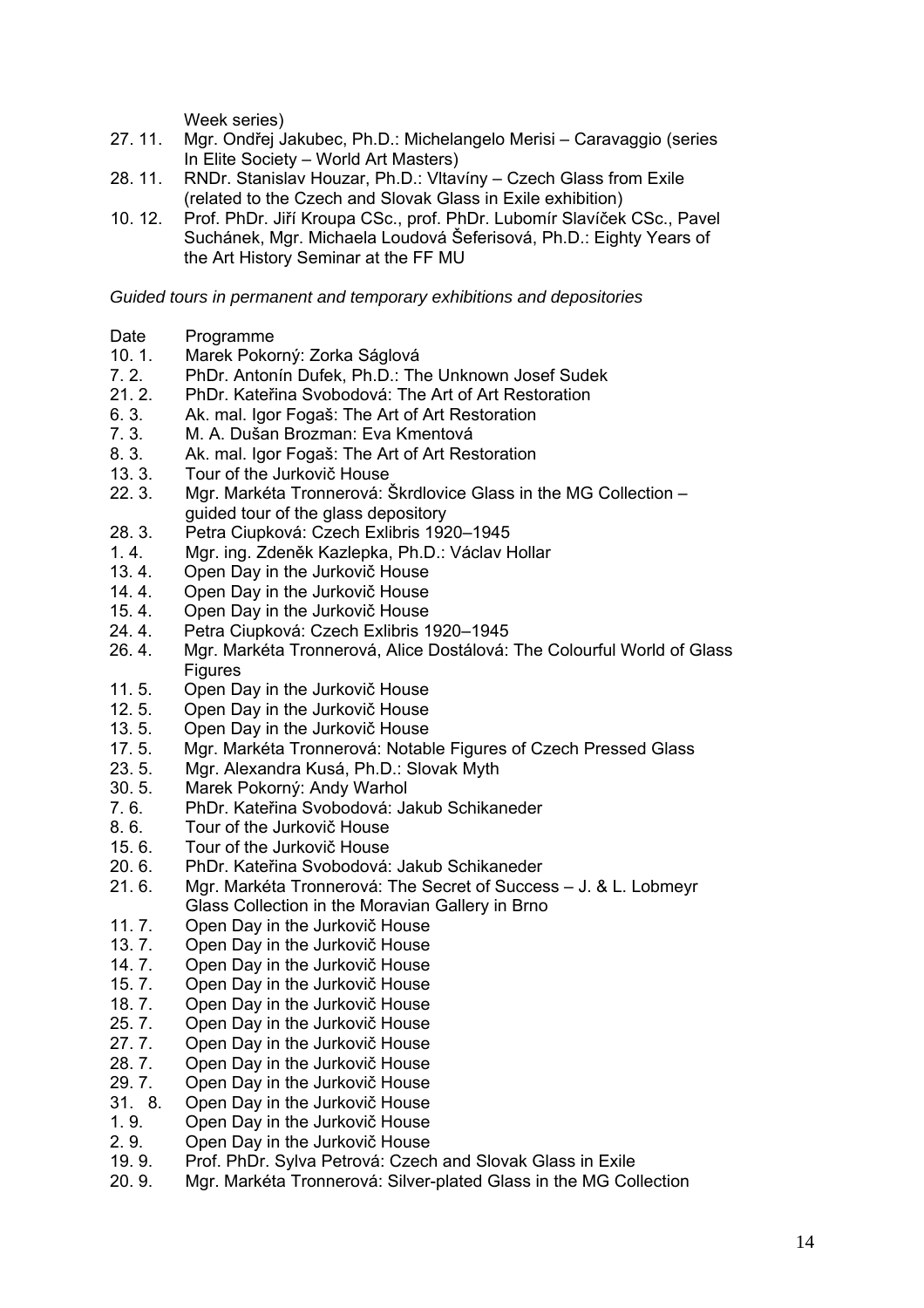Week series)

27. 11. Mgr. Ondřej Jakubec, Ph.D.: Michelangelo Merisi – Caravaggio (series In Elite Society – World Art Masters)

28. 11. RNDr. Stanislav Houzar, Ph.D.: Vltavíny – Czech Glass from Exile (related to the Czech and Slovak Glass in Exile exhibition)

10. 12. Prof. PhDr. Jiří Kroupa CSc., prof. PhDr. Lubomír Slavíček CSc., Pavel Suchánek, Mgr. Michaela Loudová Šeferisová, Ph.D.: Eighty Years of the Art History Seminar at the FF MU

*Guided tours in permanent and temporary exhibitions and depositories*

| Date | Programme |
|---|---|
| 10. 1. | Marek Pokorný: Zorka Ságlová |
| 7. 2. | PhDr. Antonín Dufek, Ph.D.: The Unknown Josef Sudek |
| 21. 2. | PhDr. Kateřina Svobodová: The Art of Art Restoration |
| 6. 3. | Ak. mal. Igor Fogaš: The Art of Art Restoration |
| 7. 3. | M. A. Dušan Brozman: Eva Kmentová |
| 8. 3. | Ak. mal. Igor Fogaš: The Art of Art Restoration |
| 13. 3. | Tour of the Jurkovič House |
| 22. 3. | Mgr. Markéta Tronnerová: Škrdlovice Glass in the MG Collection – guided tour of the glass depository |
| 28. 3. | Petra Ciupková: Czech Exlibris 1920–1945 |
| 1. 4. | Mgr. ing. Zdeněk Kazlepka, Ph.D.: Václav Hollar |
| 13. 4. | Open Day in the Jurkovič House |
| 14. 4. | Open Day in the Jurkovič House |
| 15. 4. | Open Day in the Jurkovič House |
| 24. 4. | Petra Ciupková: Czech Exlibris 1920–1945 |
| 26. 4. | Mgr. Markéta Tronnerová, Alice Dostálová: The Colourful World of Glass Figures |
| 11. 5. | Open Day in the Jurkovič House |
| 12. 5. | Open Day in the Jurkovič House |
| 13. 5. | Open Day in the Jurkovič House |
| 17. 5. | Mgr. Markéta Tronnerová: Notable Figures of Czech Pressed Glass |
| 23. 5. | Mgr. Alexandra Kusá, Ph.D.: Slovak Myth |
| 30. 5. | Marek Pokorný: Andy Warhol |
| 7. 6. | PhDr. Kateřina Svobodová: Jakub Schikaneder |
| 8. 6. | Tour of the Jurkovič House |
| 15. 6. | Tour of the Jurkovič House |
| 20. 6. | PhDr. Kateřina Svobodová: Jakub Schikaneder |
| 21. 6. | Mgr. Markéta Tronnerová: The Secret of Success – J. & L. Lobmeyr Glass Collection in the Moravian Gallery in Brno |
| 11. 7. | Open Day in the Jurkovič House |
| 13. 7. | Open Day in the Jurkovič House |
| 14. 7. | Open Day in the Jurkovič House |
| 15. 7. | Open Day in the Jurkovič House |
| 18. 7. | Open Day in the Jurkovič House |
| 25. 7. | Open Day in the Jurkovič House |
| 27. 7. | Open Day in the Jurkovič House |
| 28. 7. | Open Day in the Jurkovič House |
| 29. 7. | Open Day in the Jurkovič House |
| 31. 8. | Open Day in the Jurkovič House |
| 1. 9. | Open Day in the Jurkovič House |
| 2. 9. | Open Day in the Jurkovič House |
| 19. 9. | Prof. PhDr. Sylva Petrová: Czech and Slovak Glass in Exile |
| 20. 9. | Mgr. Markéta Tronnerová: Silver-plated Glass in the MG Collection |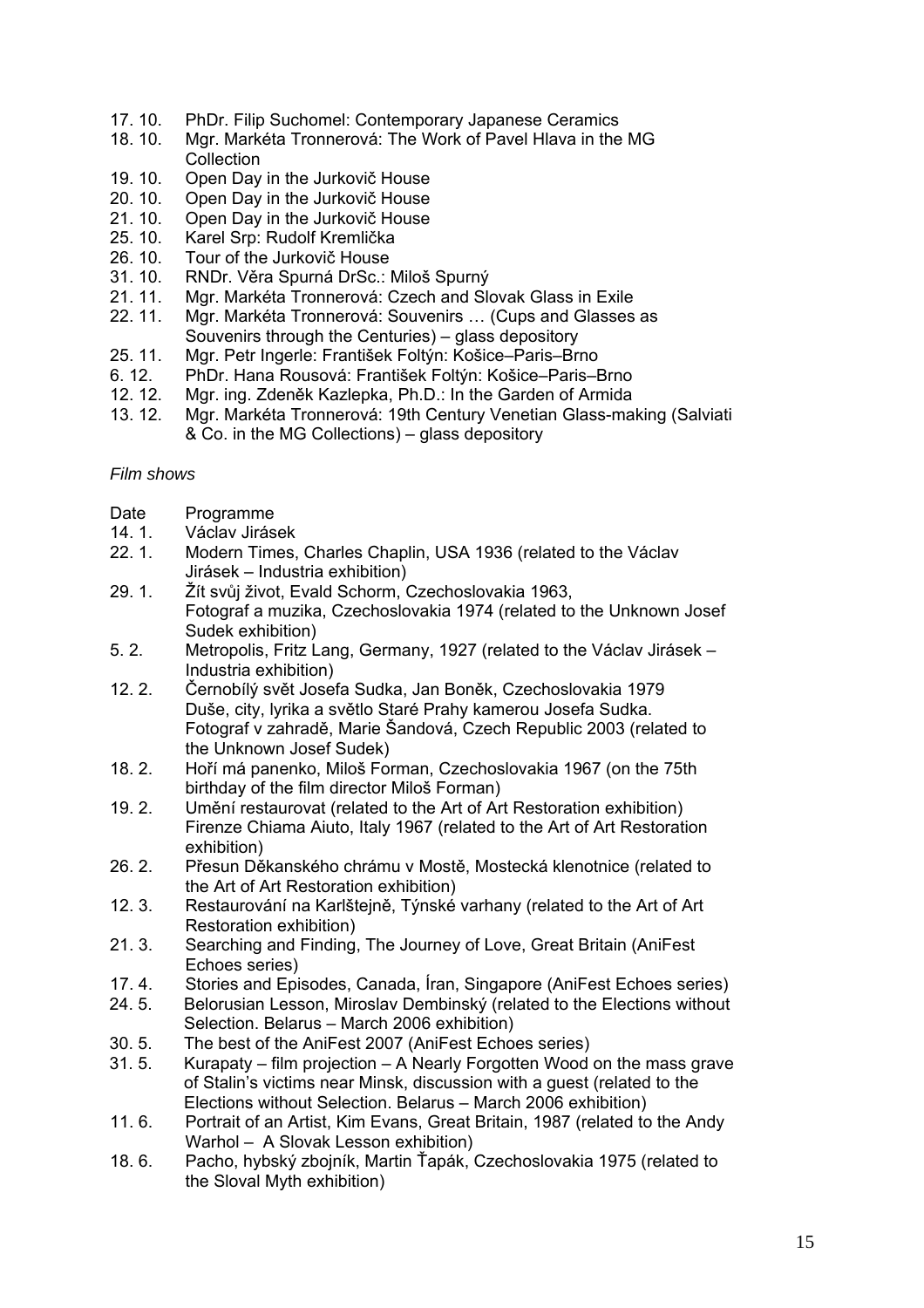| | |
|---|---|
| 17. 10. | PhDr. Filip Suchomel: Contemporary Japanese Ceramics |
| 18. 10. | Mgr. Markéta Tronnerová: The Work of Pavel Hlava in the MG Collection |
| 19. 10. | Open Day in the Jurkovič House |
| 20. 10. | Open Day in the Jurkovič House |
| 21. 10. | Open Day in the Jurkovič House |
| 25. 10. | Karel Srp: Rudolf Kremlička |
| 26. 10. | Tour of the Jurkovič House |
| 31. 10. | RNDr. Věra Spurná DrSc.: Miloš Spurný |
| 21. 11. | Mgr. Markéta Tronnerová: Czech and Slovak Glass in Exile |
| 22. 11. | Mgr. Markéta Tronnerová: Souvenirs … (Cups and Glasses as Souvenirs through the Centuries) – glass depository |
| 25. 11. | Mgr. Petr Ingerle: František Foltýn: Košice–Paris–Brno |
| 6. 12. | PhDr. Hana Rousová: František Foltýn: Košice–Paris–Brno |
| 12. 12. | Mgr. ing. Zdeněk Kazlepka, Ph.D.: In the Garden of Armida |
| 13. 12. | Mgr. Markéta Tronnerová: 19th Century Venetian Glass-making (Salviati & Co. in the MG Collections) – glass depository |

*Film shows*

| Date | Programme |
|---|---|
| 14. 1. | Václav Jirásek |
| 22. 1. | Modern Times, Charles Chaplin, USA 1936 (related to the Václav Jirásek – Industria exhibition) |
| 29. 1. | Žít svůj život, Evald Schorm, Czechoslovakia 1963, Fotograf a muzika, Czechoslovakia 1974 (related to the Unknown Josef Sudek exhibition) |
| 5. 2. | Metropolis, Fritz Lang, Germany, 1927 (related to the Václav Jirásek – Industria exhibition) |
| 12. 2. | Černobílý svět Josefa Sudka, Jan Boněk, Czechoslovakia 1979 Duše, city, lyrika a světlo Staré Prahy kamerou Josefa Sudka. Fotograf v zahradě, Marie Šandová, Czech Republic 2003 (related to the Unknown Josef Sudek) |
| 18. 2. | Hoří má panenko, Miloš Forman, Czechoslovakia 1967 (on the 75th birthday of the film director Miloš Forman) |
| 19. 2. | Umění restaurovat (related to the Art of Art Restoration exhibition) Firenze Chiama Aiuto, Italy 1967 (related to the Art of Art Restoration exhibition) |
| 26. 2. | Přesun Děkanského chrámu v Mostě, Mostecká klenotnice (related to the Art of Art Restoration exhibition) |
| 12. 3. | Restaurování na Karlštejně, Týnské varhany (related to the Art of Art Restoration exhibition) |
| 21. 3. | Searching and Finding, The Journey of Love, Great Britain (AniFest Echoes series) |
| 17. 4. | Stories and Episodes, Canada, Íran, Singapore (AniFest Echoes series) |
| 24. 5. | Belorusian Lesson, Miroslav Dembinský (related to the Elections without Selection. Belarus – March 2006 exhibition) |
| 30. 5. | The best of the AniFest 2007 (AniFest Echoes series) |
| 31. 5. | Kurapaty – film projection – A Nearly Forgotten Wood on the mass grave of Stalin's victims near Minsk, discussion with a guest (related to the Elections without Selection. Belarus – March 2006 exhibition) |
| 11. 6. | Portrait of an Artist, Kim Evans, Great Britain, 1987 (related to the Andy Warhol – A Slovak Lesson exhibition) |
| 18. 6. | Pacho, hybský zbojník, Martin Ťapák, Czechoslovakia 1975 (related to the Sloval Myth exhibition) |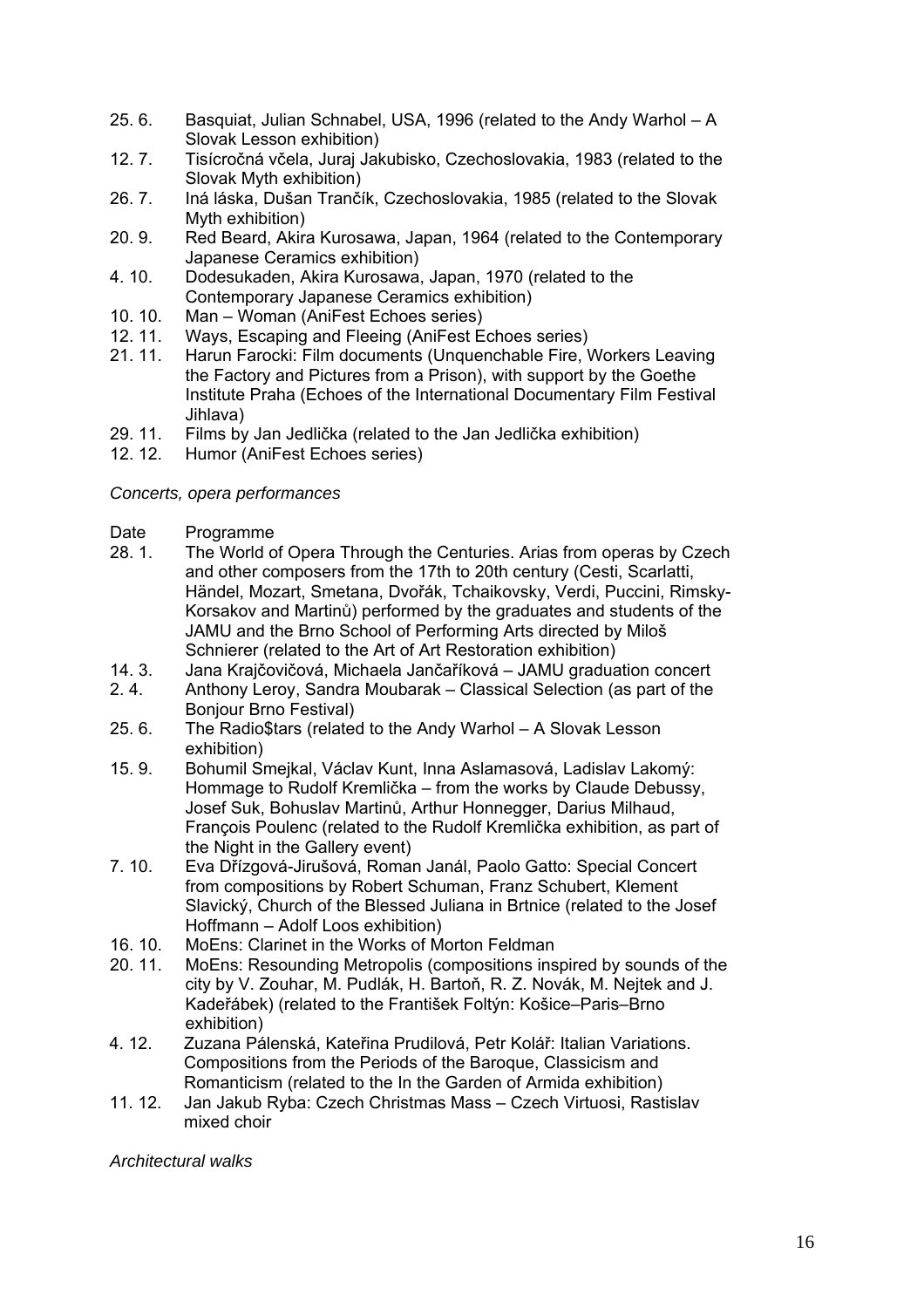| | |
|---|---|
| 25. 6. | Basquiat, Julian Schnabel, USA, 1996 (related to the Andy Warhol – A Slovak Lesson exhibition) |
| 12. 7. | Tisícročná včela, Juraj Jakubisko, Czechoslovakia, 1983 (related to the Slovak Myth exhibition) |
| 26. 7. | Iná láska, Dušan Trančík, Czechoslovakia, 1985 (related to the Slovak Myth exhibition) |
| 20. 9. | Red Beard, Akira Kurosawa, Japan, 1964 (related to the Contemporary Japanese Ceramics exhibition) |
| 4. 10. | Dodesukaden, Akira Kurosawa, Japan, 1970 (related to the Contemporary Japanese Ceramics exhibition) |
| 10. 10. | Man – Woman (AniFest Echoes series) |
| 12. 11. | Ways, Escaping and Fleeing (AniFest Echoes series) |
| 21. 11. | Harun Farocki: Film documents (Unquenchable Fire, Workers Leaving the Factory and Pictures from a Prison), with support by the Goethe Institute Praha (Echoes of the International Documentary Film Festival Jihlava) |
| 29. 11. | Films by Jan Jedlička (related to the Jan Jedlička exhibition) |
| 12. 12. | Humor (AniFest Echoes series) |

*Concerts, opera performances*

| Date | Programme |
|---|---|
| 28. 1. | The World of Opera Through the Centuries. Arias from operas by Czech and other composers from the 17th to 20th century (Cesti, Scarlatti, Händel, Mozart, Smetana, Dvořák, Tchaikovsky, Verdi, Puccini, Rimsky-Korsakov and Martinů) performed by the graduates and students of the JAMU and the Brno School of Performing Arts directed by Miloš Schnierer (related to the Art of Art Restoration exhibition) |
| 14. 3. | Jana Krajčovičová, Michaela Jančaříková – JAMU graduation concert |
| 2. 4. | Anthony Leroy, Sandra Moubarak – Classical Selection (as part of the Bonjour Brno Festival) |
| 25. 6. | The Radio$tars (related to the Andy Warhol – A Slovak Lesson exhibition) |
| 15. 9. | Bohumil Smejkal, Václav Kunt, Inna Aslamasová, Ladislav Lakomý: Hommage to Rudolf Kremlička – from the works by Claude Debussy, Josef Suk, Bohuslav Martinů, Arthur Honnegger, Darius Milhaud, François Poulenc (related to the Rudolf Kremlička exhibition, as part of the Night in the Gallery event) |
| 7. 10. | Eva Dřízgová-Jirušová, Roman Janál, Paolo Gatto: Special Concert from compositions by Robert Schuman, Franz Schubert, Klement Slavický, Church of the Blessed Juliana in Brtnice (related to the Josef Hoffmann – Adolf Loos exhibition) |
| 16. 10. | MoEns: Clarinet in the Works of Morton Feldman |
| 20. 11. | MoEns: Resounding Metropolis (compositions inspired by sounds of the city by V. Zouhar, M. Pudlák, H. Bartoň, R. Z. Novák, M. Nejtek and J. Kadeřábek) (related to the František Foltýn: Košice–Paris–Brno exhibition) |
| 4. 12. | Zuzana Pálenská, Kateřina Prudilová, Petr Kolář: Italian Variations. Compositions from the Periods of the Baroque, Classicism and Romanticism (related to the In the Garden of Armida exhibition) |
| 11. 12. | Jan Jakub Ryba: Czech Christmas Mass – Czech Virtuosi, Rastislav mixed choir |

*Architectural walks*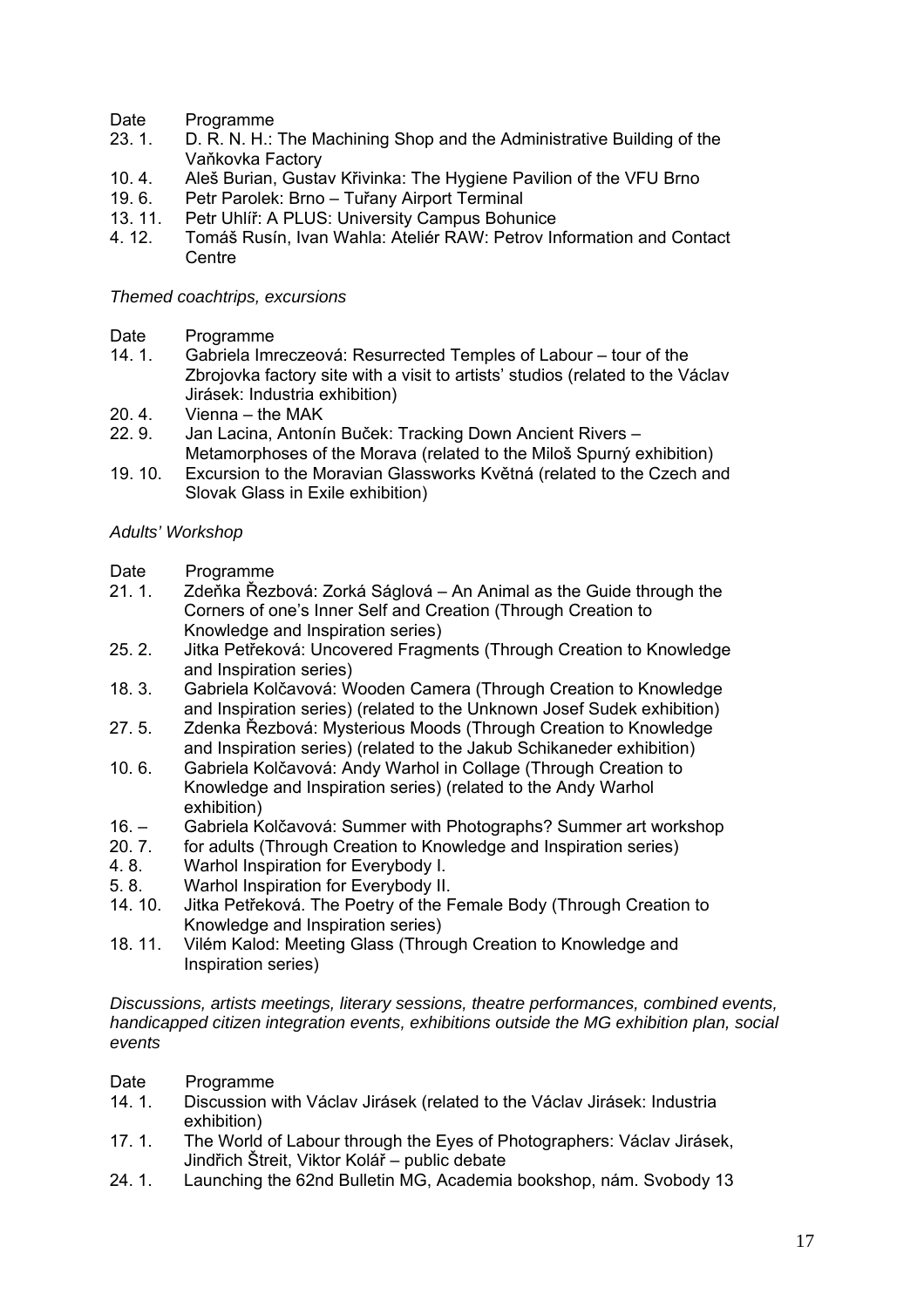| Date | Programme |
|---|---|
| 23. 1. | D. R. N. H.: The Machining Shop and the Administrative Building of the Vaňkovka Factory |
| 10. 4. | Aleš Burian, Gustav Křivinka: The Hygiene Pavilion of the VFU Brno |
| 19. 6. | Petr Parolek: Brno – Tuřany Airport Terminal |
| 13. 11. | Petr Uhlíř: A PLUS: University Campus Bohunice |
| 4. 12. | Tomáš Rusín, Ivan Wahla: Ateliér RAW: Petrov Information and Contact Centre |

*Themed coachtrips, excursions*

| Date | Programme |
|---|---|
| 14. 1. | Gabriela Imreczeová: Resurrected Temples of Labour – tour of the Zbrojovka factory site with a visit to artists' studios (related to the Václav Jirásek: Industria exhibition) |
| 20. 4. | Vienna – the MAK |
| 22. 9. | Jan Lacina, Antonín Buček: Tracking Down Ancient Rivers – Metamorphoses of the Morava (related to the Miloš Spurný exhibition) |
| 19. 10. | Excursion to the Moravian Glassworks Květná (related to the Czech and Slovak Glass in Exile exhibition) |

*Adults' Workshop*

| Date | Programme |
|---|---|
| 21. 1. | Zdeňka Řezbová: Zorká Ságlová – An Animal as the Guide through the Corners of one's Inner Self and Creation (Through Creation to Knowledge and Inspiration series) |
| 25. 2. | Jitka Petřeková: Uncovered Fragments (Through Creation to Knowledge and Inspiration series) |
| 18. 3. | Gabriela Kolčavová: Wooden Camera (Through Creation to Knowledge and Inspiration series) (related to the Unknown Josef Sudek exhibition) |
| 27. 5. | Zdenka Řezbová: Mysterious Moods (Through Creation to Knowledge and Inspiration series) (related to the Jakub Schikaneder exhibition) |
| 10. 6. | Gabriela Kolčavová: Andy Warhol in Collage (Through Creation to Knowledge and Inspiration series) (related to the Andy Warhol exhibition) |
| 16. – 20. 7. | Gabriela Kolčavová: Summer with Photographs? Summer art workshop for adults (Through Creation to Knowledge and Inspiration series) |
| 4. 8. | Warhol Inspiration for Everybody I. |
| 5. 8. | Warhol Inspiration for Everybody II. |
| 14. 10. | Jitka Petřeková. The Poetry of the Female Body (Through Creation to Knowledge and Inspiration series) |
| 18. 11. | Vilém Kalod: Meeting Glass (Through Creation to Knowledge and Inspiration series) |

*Discussions, artists meetings, literary sessions, theatre performances, combined events, handicapped citizen integration events, exhibitions outside the MG exhibition plan, social events*

| Date | Programme |
|---|---|
| 14. 1. | Discussion with Václav Jirásek (related to the Václav Jirásek: Industria exhibition) |
| 17. 1. | The World of Labour through the Eyes of Photographers: Václav Jirásek, Jindřich Štreit, Viktor Kolář – public debate |
| 24. 1. | Launching the 62nd Bulletin MG, Academia bookshop, nám. Svobody 13 |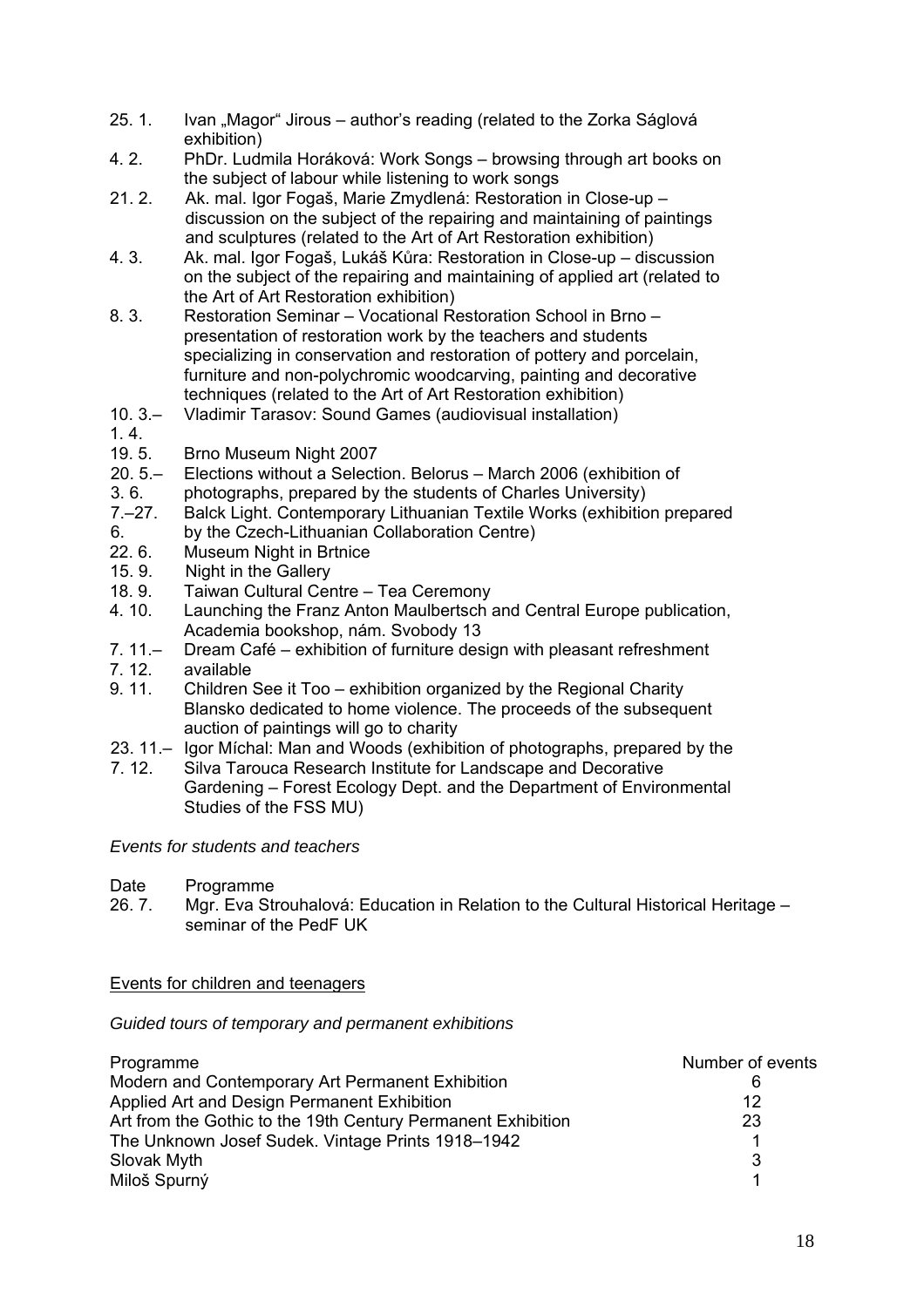25. 1. Ivan „Magor" Jirous – author's reading (related to the Zorka Ságlová exhibition)

4. 2. PhDr. Ludmila Horáková: Work Songs – browsing through art books on the subject of labour while listening to work songs

21. 2. Ak. mal. Igor Fogaš, Marie Zmydlená: Restoration in Close-up – discussion on the subject of the repairing and maintaining of paintings and sculptures (related to the Art of Art Restoration exhibition)

4. 3. Ak. mal. Igor Fogaš, Lukáš Kůra: Restoration in Close-up – discussion on the subject of the repairing and maintaining of applied art (related to the Art of Art Restoration exhibition)

8. 3. Restoration Seminar – Vocational Restoration School in Brno – presentation of restoration work by the teachers and students specializing in conservation and restoration of pottery and porcelain, furniture and non-polychromic woodcarving, painting and decorative techniques (related to the Art of Art Restoration exhibition)

10. 3.– 1. 4. Vladimir Tarasov: Sound Games (audiovisual installation)

19. 5. Brno Museum Night 2007

20. 5.– 3. 6. Elections without a Selection. Belorus – March 2006 (exhibition of photographs, prepared by the students of Charles University)

7.–27. 6. Balck Light. Contemporary Lithuanian Textile Works (exhibition prepared by the Czech-Lithuanian Collaboration Centre)

22. 6. Museum Night in Brtnice

15. 9. Night in the Gallery

18. 9. Taiwan Cultural Centre – Tea Ceremony

4. 10. Launching the Franz Anton Maulbertsch and Central Europe publication, Academia bookshop, nám. Svobody 13

7. 11.– 7. 12. Dream Café – exhibition of furniture design with pleasant refreshment available

9. 11. Children See it Too – exhibition organized by the Regional Charity Blansko dedicated to home violence. The proceeds of the subsequent auction of paintings will go to charity

23. 11.– 7. 12. Igor Míchal: Man and Woods (exhibition of photographs, prepared by the Silva Tarouca Research Institute for Landscape and Decorative Gardening – Forest Ecology Dept. and the Department of Environmental Studies of the FSS MU)

*Events for students and teachers*

| Date | Programme |
|---|---|
| 26. 7. | Mgr. Eva Strouhalová: Education in Relation to the Cultural Historical Heritage – seminar of the PedF UK |

<u>Events for children and teenagers</u>

*Guided tours of temporary and permanent exhibitions*

| Programme | Number of events |
|---|---|
| Modern and Contemporary Art Permanent Exhibition | 6 |
| Applied Art and Design Permanent Exhibition | 12 |
| Art from the Gothic to the 19th Century Permanent Exhibition | 23 |
| The Unknown Josef Sudek. Vintage Prints 1918–1942 | 1 |
| Slovak Myth | 3 |
| Miloš Spurný | 1 |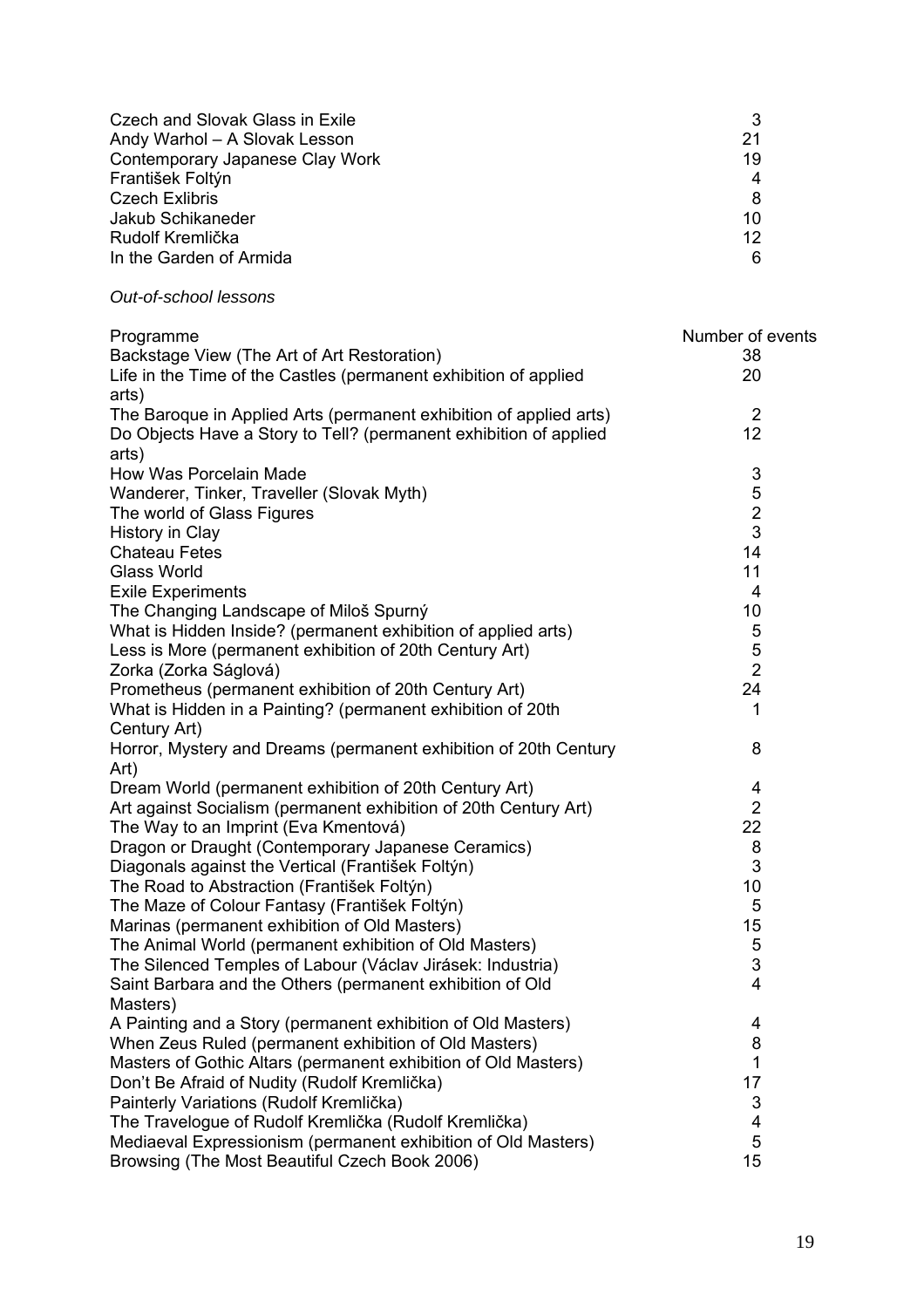| | |
|---|---|
| Czech and Slovak Glass in Exile | 3 |
| Andy Warhol – A Slovak Lesson | 21 |
| Contemporary Japanese Clay Work | 19 |
| František Foltýn | 4 |
| Czech Exlibris | 8 |
| Jakub Schikaneder | 10 |
| Rudolf Kremlička | 12 |
| In the Garden of Armida | 6 |

*Out-of-school lessons*

| Programme | Number of events |
|---|---|
| Backstage View (The Art of Art Restoration) | 38 |
| Life in the Time of the Castles (permanent exhibition of applied arts) | 20 |
| The Baroque in Applied Arts (permanent exhibition of applied arts) | 2 |
| Do Objects Have a Story to Tell? (permanent exhibition of applied arts) | 12 |
| How Was Porcelain Made | 3 |
| Wanderer, Tinker, Traveller (Slovak Myth) | 5 |
| The world of Glass Figures | 2 |
| History in Clay | 3 |
| Chateau Fetes | 14 |
| Glass World | 11 |
| Exile Experiments | 4 |
| The Changing Landscape of Miloš Spurný | 10 |
| What is Hidden Inside? (permanent exhibition of applied arts) | 5 |
| Less is More (permanent exhibition of 20th Century Art) | 5 |
| Zorka (Zorka Ságlová) | 2 |
| Prometheus (permanent exhibition of 20th Century Art) | 24 |
| What is Hidden in a Painting? (permanent exhibition of 20th Century Art) | 1 |
| Horror, Mystery and Dreams (permanent exhibition of 20th Century Art) | 8 |
| Dream World (permanent exhibition of 20th Century Art) | 4 |
| Art against Socialism (permanent exhibition of 20th Century Art) | 2 |
| The Way to an Imprint (Eva Kmentová) | 22 |
| Dragon or Draught (Contemporary Japanese Ceramics) | 8 |
| Diagonals against the Vertical (František Foltýn) | 3 |
| The Road to Abstraction (František Foltýn) | 10 |
| The Maze of Colour Fantasy (František Foltýn) | 5 |
| Marinas (permanent exhibition of Old Masters) | 15 |
| The Animal World (permanent exhibition of Old Masters) | 5 |
| The Silenced Temples of Labour (Václav Jirásek: Industria) | 3 |
| Saint Barbara and the Others (permanent exhibition of Old Masters) | 4 |
| A Painting and a Story (permanent exhibition of Old Masters) | 4 |
| When Zeus Ruled (permanent exhibition of Old Masters) | 8 |
| Masters of Gothic Altars (permanent exhibition of Old Masters) | 1 |
| Don't Be Afraid of Nudity (Rudolf Kremlička) | 17 |
| Painterly Variations (Rudolf Kremlička) | 3 |
| The Travelogue of Rudolf Kremlička (Rudolf Kremlička) | 4 |
| Mediaeval Expressionism (permanent exhibition of Old Masters) | 5 |
| Browsing (The Most Beautiful Czech Book 2006) | 15 |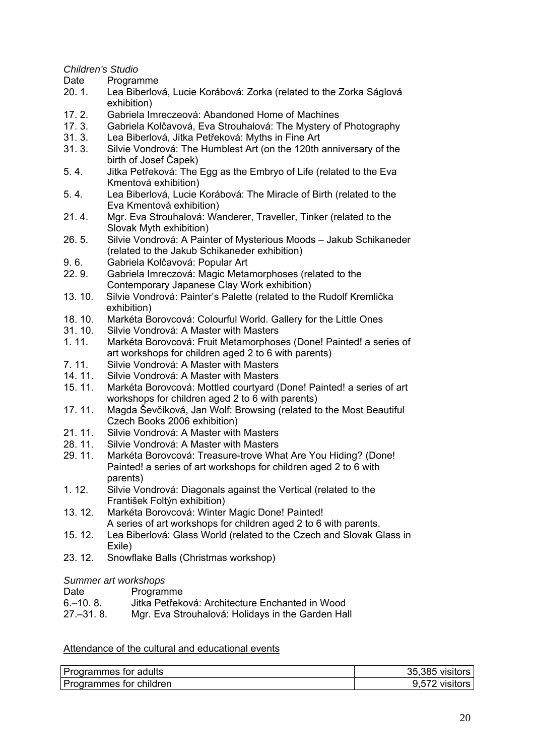*Children's Studio*

| Date | Programme |
|---|---|
| 20. 1. | Lea Biberlová, Lucie Korábová: Zorka (related to the Zorka Ságlová exhibition) |
| 17. 2. | Gabriela Imreczeová: Abandoned Home of Machines |
| 17. 3. | Gabriela Kolčavová, Eva Strouhalová: The Mystery of Photography |
| 31. 3. | Lea Biberlová, Jitka Petřeková: Myths in Fine Art |
| 31. 3. | Silvie Vondrová: The Humblest Art (on the 120th anniversary of the birth of Josef Čapek) |
| 5. 4. | Jitka Petřeková: The Egg as the Embryo of Life (related to the Eva Kmentová exhibition) |
| 5. 4. | Lea Biberlová, Lucie Korábová: The Miracle of Birth (related to the Eva Kmentová exhibition) |
| 21. 4. | Mgr. Eva Strouhalová: Wanderer, Traveller, Tinker (related to the Slovak Myth exhibition) |
| 26. 5. | Silvie Vondrová: A Painter of Mysterious Moods – Jakub Schikaneder (related to the Jakub Schikaneder exhibition) |
| 9. 6. | Gabriela Kolčavová: Popular Art |
| 22. 9. | Gabriela Imreczová: Magic Metamorphoses (related to the Contemporary Japanese Clay Work exhibition) |
| 13. 10. | Silvie Vondrová: Painter's Palette (related to the Rudolf Kremlička exhibition) |
| 18. 10. | Markéta Borovcová: Colourful World. Gallery for the Little Ones |
| 31. 10. | Silvie Vondrová: A Master with Masters |
| 1. 11. | Markéta Borovcová: Fruit Metamorphoses (Done! Painted! a series of art workshops for children aged 2 to 6 with parents) |
| 7. 11. | Silvie Vondrová: A Master with Masters |
| 14. 11. | Silvie Vondrová: A Master with Masters |
| 15. 11. | Markéta Borovcová: Mottled courtyard (Done! Painted! a series of art workshops for children aged 2 to 6 with parents) |
| 17. 11. | Magda Ševčíková, Jan Wolf: Browsing (related to the Most Beautiful Czech Books 2006 exhibition) |
| 21. 11. | Silvie Vondrová: A Master with Masters |
| 28. 11. | Silvie Vondrová: A Master with Masters |
| 29. 11. | Markéta Borovcová: Treasure-trove What Are You Hiding? (Done! Painted! a series of art workshops for children aged 2 to 6 with parents) |
| 1. 12. | Silvie Vondrová: Diagonals against the Vertical (related to the František Foltýn exhibition) |
| 13. 12. | Markéta Borovcová: Winter Magic Done! Painted! A series of art workshops for children aged 2 to 6 with parents. |
| 15. 12. | Lea Biberlová: Glass World (related to the Czech and Slovak Glass in Exile) |
| 23. 12. | Snowflake Balls (Christmas workshop) |

*Summer art workshops*

| Date | Programme |
|---|---|
| 6.–10. 8. | Jitka Petřeková: Architecture Enchanted in Wood |
| 27.–31. 8. | Mgr. Eva Strouhalová: Holidays in the Garden Hall |

<u>Attendance of the cultural and educational events</u>

| | |
|---|---|
| Programmes for adults | 35,385 visitors |
| Programmes for children | 9,572 visitors |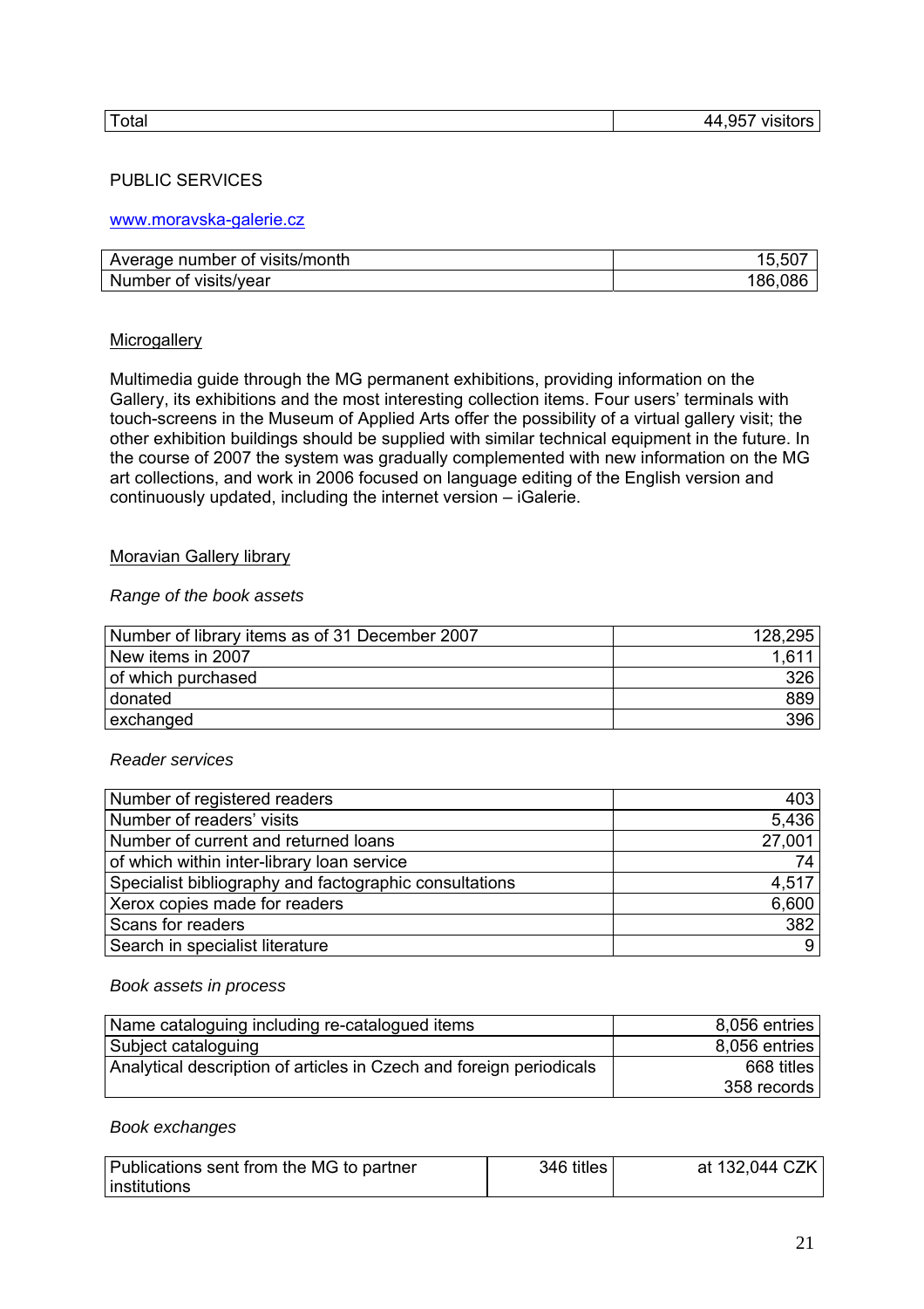| Total | 44,957 visitors |
|---|---|

PUBLIC SERVICES

www.moravska-galerie.cz

| Average number of visits/month | 15,507 |
|---|---|
| Number of visits/year | 186,086 |

Microgallery

Multimedia guide through the MG permanent exhibitions, providing information on the Gallery, its exhibitions and the most interesting collection items. Four users' terminals with touch-screens in the Museum of Applied Arts offer the possibility of a virtual gallery visit; the other exhibition buildings should be supplied with similar technical equipment in the future. In the course of 2007 the system was gradually complemented with new information on the MG art collections, and work in 2006 focused on language editing of the English version and continuously updated, including the internet version – iGalerie.

Moravian Gallery library

*Range of the book assets*

| Number of library items as of 31 December 2007 | 128,295 |
|---|---|
| New items in 2007 | 1,611 |
| of which purchased | 326 |
| donated | 889 |
| exchanged | 396 |

*Reader services*

| Number of registered readers | 403 |
|---|---|
| Number of readers' visits | 5,436 |
| Number of current and returned loans | 27,001 |
| of which within inter-library loan service | 74 |
| Specialist bibliography and factographic consultations | 4,517 |
| Xerox copies made for readers | 6,600 |
| Scans for readers | 382 |
| Search in specialist literature | 9 |

*Book assets in process*

| Name cataloguing including re-catalogued items | 8,056 entries |
|---|---|
| Subject cataloguing | 8,056 entries |
| Analytical description of articles in Czech and foreign periodicals | 668 titles<br>358 records |

*Book exchanges*

| Publications sent from the MG to partner institutions | 346 titles | at 132,044 CZK |
|---|---|---|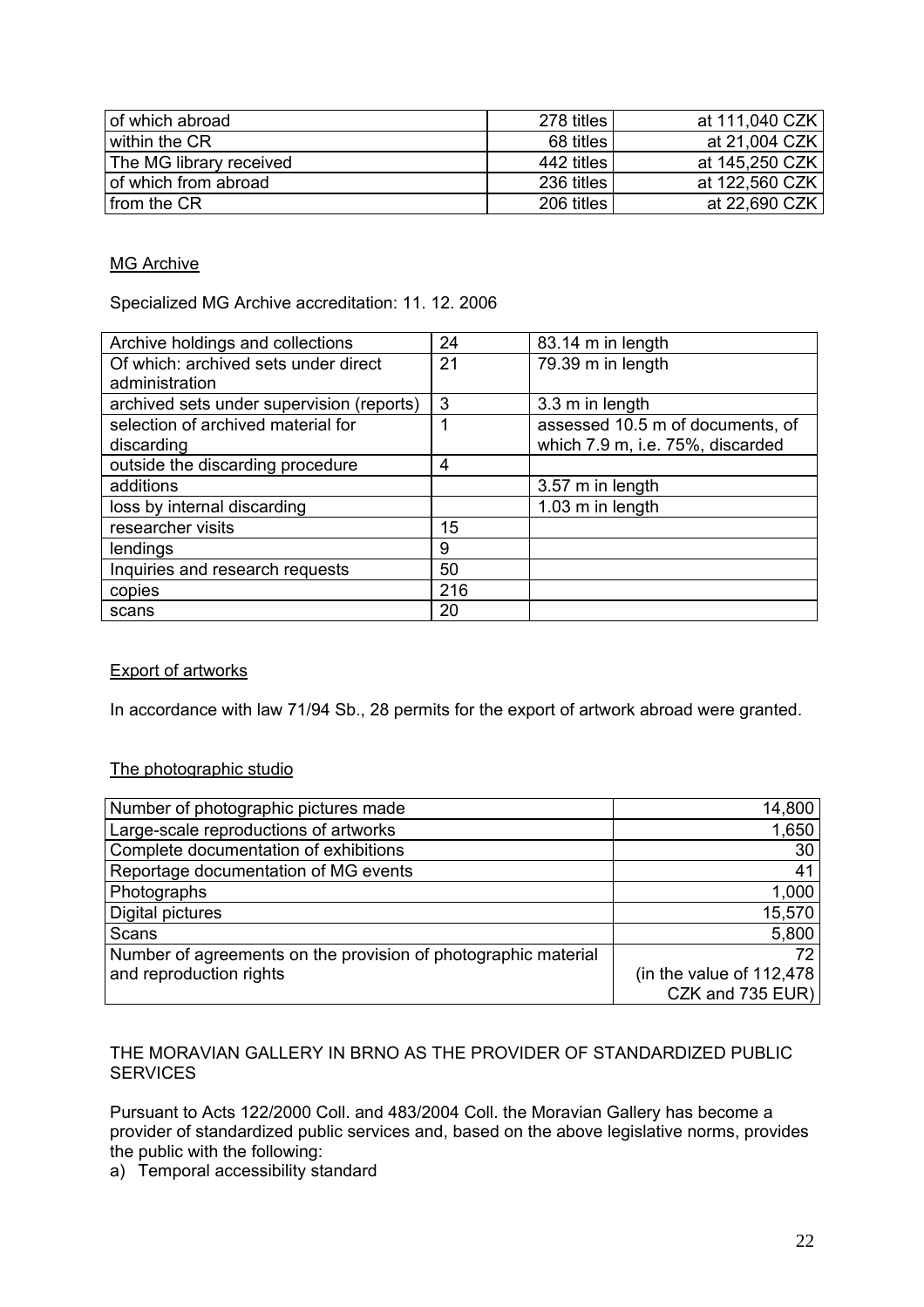| of which abroad | 278 titles | at 111,040 CZK |
|---|---|---|
| within the CR | 68 titles | at 21,004 CZK |
| The MG library received | 442 titles | at 145,250 CZK |
| of which from abroad | 236 titles | at 122,560 CZK |
| from the CR | 206 titles | at 22,690 CZK |

<u>MG Archive</u>

Specialized MG Archive accreditation: 11. 12. 2006

| Archive holdings and collections | 24 | 83.14 m in length |
|---|---|---|
| Of which: archived sets under direct administration | 21 | 79.39 m in length |
| archived sets under supervision (reports) | 3 | 3.3 m in length |
| selection of archived material for discarding | 1 | assessed 10.5 m of documents, of which 7.9 m, i.e. 75%, discarded |
| outside the discarding procedure | 4 | |
| additions | | 3.57 m in length |
| loss by internal discarding | | 1.03 m in length |
| researcher visits | 15 | |
| lendings | 9 | |
| Inquiries and research requests | 50 | |
| copies | 216 | |
| scans | 20 | |

<u>Export of artworks</u>

In accordance with law 71/94 Sb., 28 permits for the export of artwork abroad were granted.

<u>The photographic studio</u>

| Number of photographic pictures made | 14,800 |
|---|---|
| Large-scale reproductions of artworks | 1,650 |
| Complete documentation of exhibitions | 30 |
| Reportage documentation of MG events | 41 |
| Photographs | 1,000 |
| Digital pictures | 15,570 |
| Scans | 5,800 |
| Number of agreements on the provision of photographic material and reproduction rights | 72 (in the value of 112,478 CZK and 735 EUR) |

THE MORAVIAN GALLERY IN BRNO AS THE PROVIDER OF STANDARDIZED PUBLIC SERVICES

Pursuant to Acts 122/2000 Coll. and 483/2004 Coll. the Moravian Gallery has become a provider of standardized public services and, based on the above legislative norms, provides the public with the following:

a) Temporal accessibility standard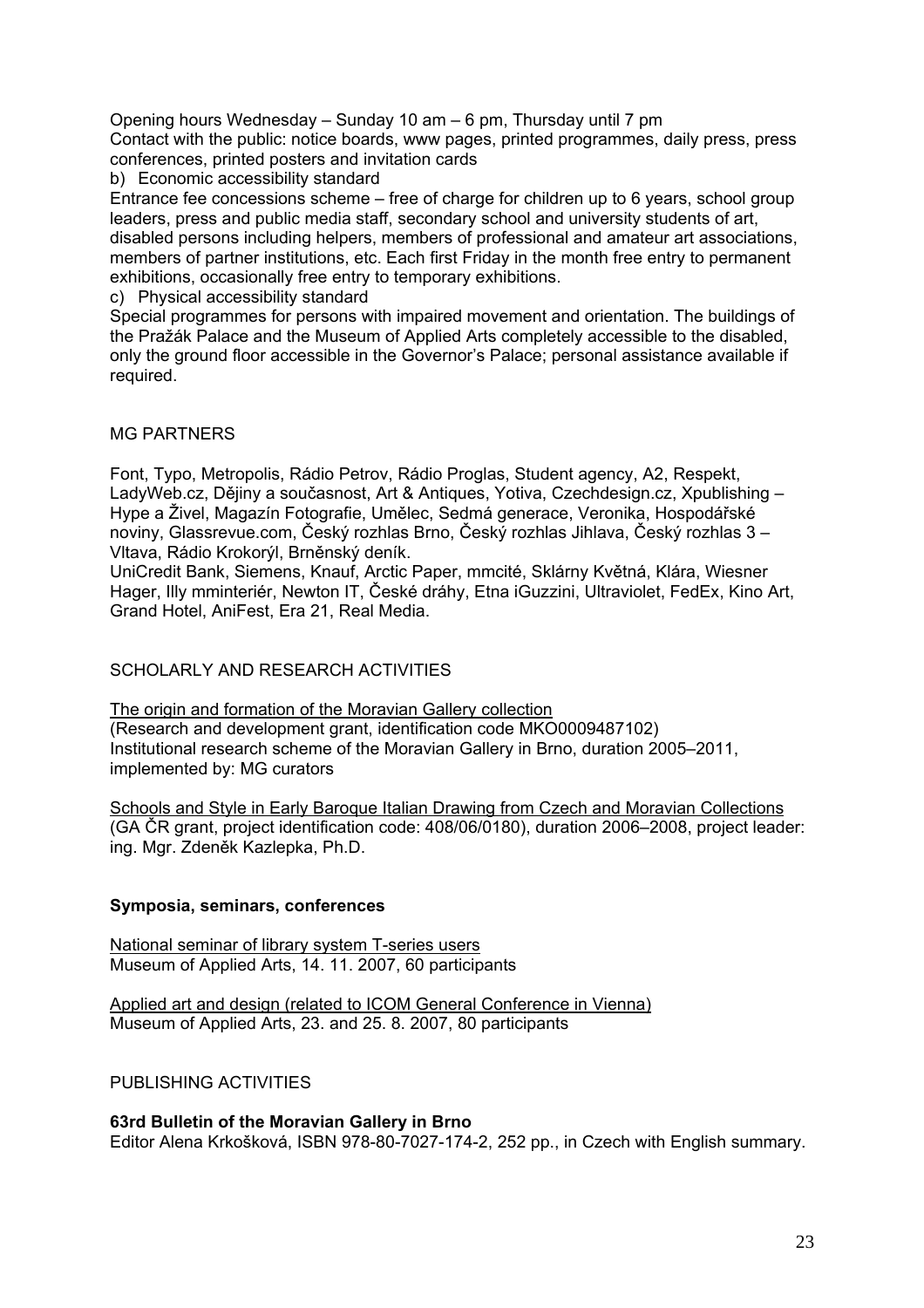Opening hours Wednesday – Sunday 10 am – 6 pm, Thursday until 7 pm
Contact with the public: notice boards, www pages, printed programmes, daily press, press conferences, printed posters and invitation cards

b) Economic accessibility standard

Entrance fee concessions scheme – free of charge for children up to 6 years, school group leaders, press and public media staff, secondary school and university students of art, disabled persons including helpers, members of professional and amateur art associations, members of partner institutions, etc. Each first Friday in the month free entry to permanent exhibitions, occasionally free entry to temporary exhibitions.

c) Physical accessibility standard

Special programmes for persons with impaired movement and orientation. The buildings of the Pražák Palace and the Museum of Applied Arts completely accessible to the disabled, only the ground floor accessible in the Governor's Palace; personal assistance available if required.

## MG PARTNERS

Font, Typo, Metropolis, Rádio Petrov, Rádio Proglas, Student agency, A2, Respekt, LadyWeb.cz, Dějiny a současnost, Art & Antiques, Yotiva, Czechdesign.cz, Xpublishing – Hype a Živel, Magazín Fotografie, Umělec, Sedmá generace, Veronika, Hospodářské noviny, Glassrevue.com, Český rozhlas Brno, Český rozhlas Jihlava, Český rozhlas 3 – Vltava, Rádio Krokorýl, Brněnský deník.
UniCredit Bank, Siemens, Knauf, Arctic Paper, mmcité, Sklárny Květná, Klára, Wiesner Hager, Illy mminteriér, Newton IT, České dráhy, Etna iGuzzini, Ultraviolet, FedEx, Kino Art, Grand Hotel, AniFest, Era 21, Real Media.

## SCHOLARLY AND RESEARCH ACTIVITIES

The origin and formation of the Moravian Gallery collection
(Research and development grant, identification code MKO0009487102)
Institutional research scheme of the Moravian Gallery in Brno, duration 2005–2011, implemented by: MG curators

Schools and Style in Early Baroque Italian Drawing from Czech and Moravian Collections
(GA ČR grant, project identification code: 408/06/0180), duration 2006–2008, project leader: ing. Mgr. Zdeněk Kazlepka, Ph.D.

### Symposia, seminars, conferences

National seminar of library system T-series users
Museum of Applied Arts, 14. 11. 2007, 60 participants

Applied art and design (related to ICOM General Conference in Vienna)
Museum of Applied Arts, 23. and 25. 8. 2007, 80 participants

## PUBLISHING ACTIVITIES

**63rd Bulletin of the Moravian Gallery in Brno**
Editor Alena Krkošková, ISBN 978-80-7027-174-2, 252 pp., in Czech with English summary.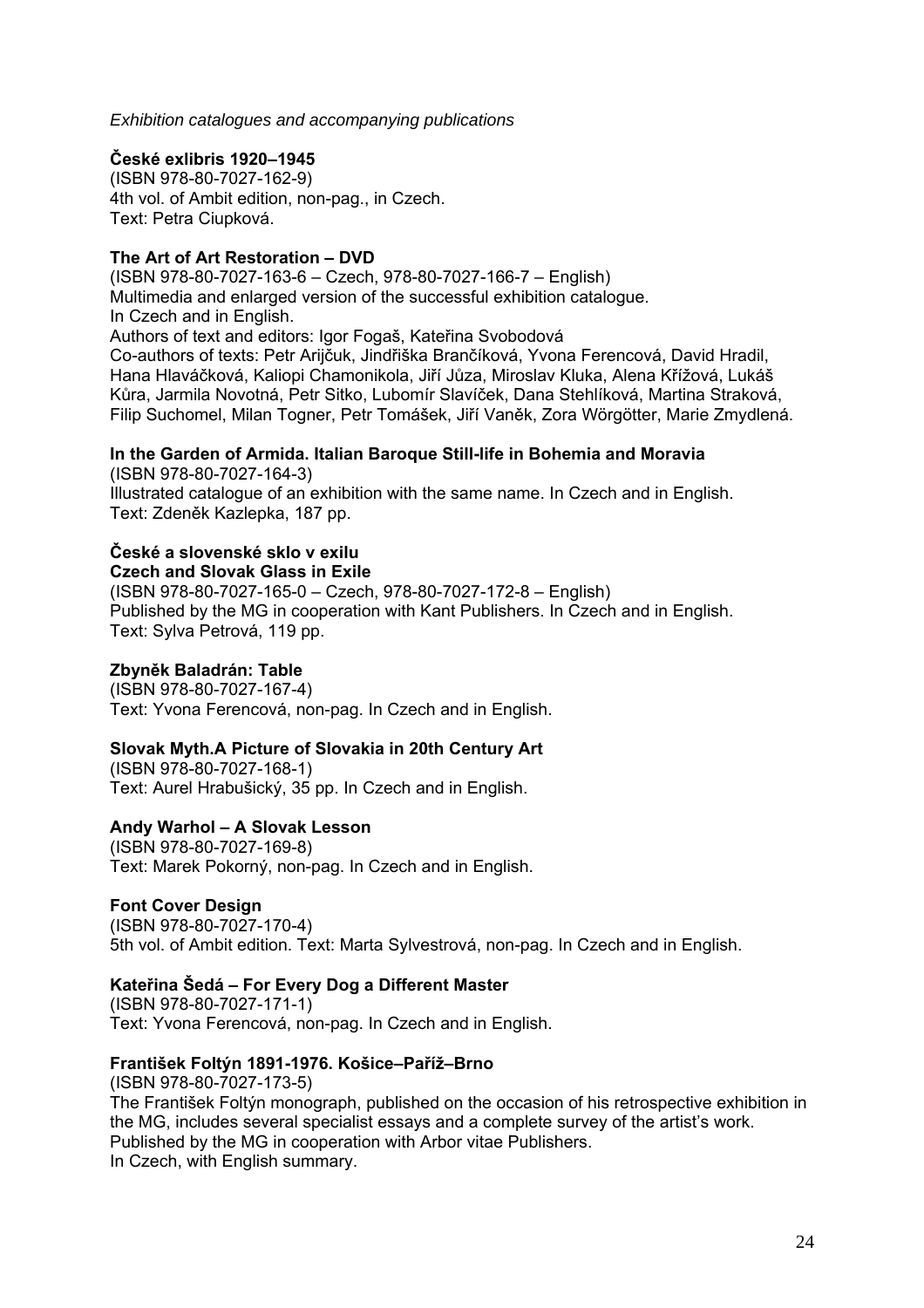*Exhibition catalogues and accompanying publications*

**České exlibris 1920–1945**
(ISBN 978-80-7027-162-9)
4th vol. of Ambit edition, non-pag., in Czech.
Text: Petra Ciupková.

**The Art of Art Restoration – DVD**
(ISBN 978-80-7027-163-6 – Czech, 978-80-7027-166-7 – English)
Multimedia and enlarged version of the successful exhibition catalogue.
In Czech and in English.
Authors of text and editors: Igor Fogaš, Kateřina Svobodová
Co-authors of texts: Petr Arijčuk, Jindřiška Brančíková, Yvona Ferencová, David Hradil, Hana Hlaváčková, Kaliopi Chamonikola, Jiří Jůza, Miroslav Kluka, Alena Křížová, Lukáš Kůra, Jarmila Novotná, Petr Sitko, Lubomír Slavíček, Dana Stehlíková, Martina Straková, Filip Suchomel, Milan Togner, Petr Tomášek, Jiří Vaněk, Zora Wörgötter, Marie Zmydlená.

**In the Garden of Armida. Italian Baroque Still-life in Bohemia and Moravia**
(ISBN 978-80-7027-164-3)
Illustrated catalogue of an exhibition with the same name. In Czech and in English.
Text: Zdeněk Kazlepka, 187 pp.

**České a slovenské sklo v exilu**
**Czech and Slovak Glass in Exile**
(ISBN 978-80-7027-165-0 – Czech, 978-80-7027-172-8 – English)
Published by the MG in cooperation with Kant Publishers. In Czech and in English.
Text: Sylva Petrová, 119 pp.

**Zbyněk Baladrán: Table**
(ISBN 978-80-7027-167-4)
Text: Yvona Ferencová, non-pag. In Czech and in English.

**Slovak Myth.A Picture of Slovakia in 20th Century Art**
(ISBN 978-80-7027-168-1)
Text: Aurel Hrabušický, 35 pp. In Czech and in English.

**Andy Warhol – A Slovak Lesson**
(ISBN 978-80-7027-169-8)
Text: Marek Pokorný, non-pag. In Czech and in English.

**Font Cover Design**
(ISBN 978-80-7027-170-4)
5th vol. of Ambit edition. Text: Marta Sylvestrová, non-pag. In Czech and in English.

**Kateřina Šedá – For Every Dog a Different Master**
(ISBN 978-80-7027-171-1)
Text: Yvona Ferencová, non-pag. In Czech and in English.

**František Foltýn 1891-1976. Košice–Paříž–Brno**
(ISBN 978-80-7027-173-5)
The František Foltýn monograph, published on the occasion of his retrospective exhibition in the MG, includes several specialist essays and a complete survey of the artist's work.
Published by the MG in cooperation with Arbor vitae Publishers.
In Czech, with English summary.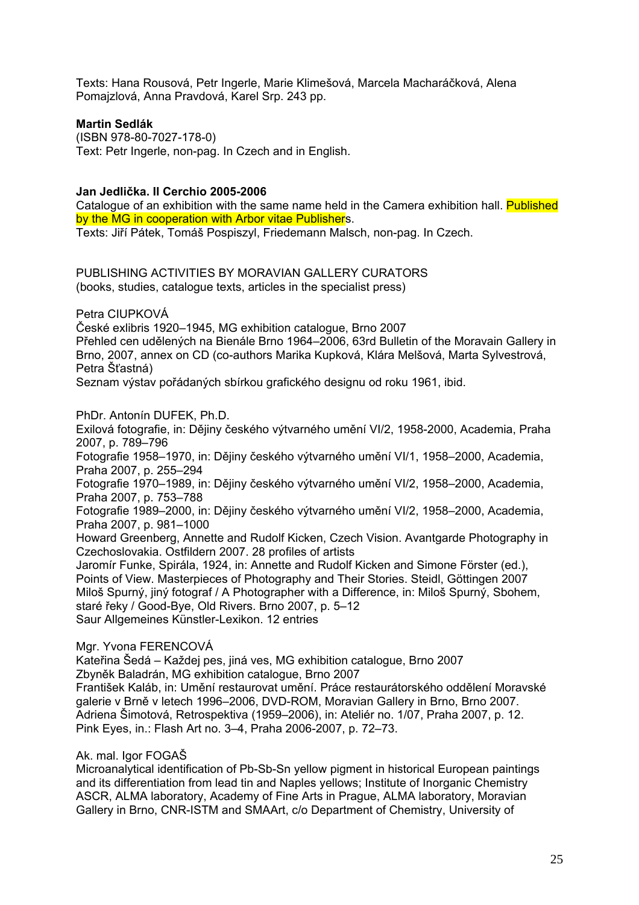Texts: Hana Rousová, Petr Ingerle, Marie Klimešová, Marcela Macharáčková, Alena Pomajzlová, Anna Pravdová, Karel Srp. 243 pp.

**Martin Sedlák**
(ISBN 978-80-7027-178-0)
Text: Petr Ingerle, non-pag. In Czech and in English.

**Jan Jedlička. Il Cerchio 2005-2006**
Catalogue of an exhibition with the same name held in the Camera exhibition hall. Published by the MG in cooperation with Arbor vitae Publishers.
Texts: Jiří Pátek, Tomáš Pospiszyl, Friedemann Malsch, non-pag. In Czech.

PUBLISHING ACTIVITIES BY MORAVIAN GALLERY CURATORS
(books, studies, catalogue texts, articles in the specialist press)

Petra CIUPKOVÁ
České exlibris 1920–1945, MG exhibition catalogue, Brno 2007
Přehled cen udělených na Bienále Brno 1964–2006, 63rd Bulletin of the Moravain Gallery in Brno, 2007, annex on CD (co-authors Marika Kupková, Klára Melšová, Marta Sylvestrová, Petra Šťastná)
Seznam výstav pořádaných sbírkou grafického designu od roku 1961, ibid.

PhDr. Antonín DUFEK, Ph.D.
Exilová fotografie, in: Dějiny českého výtvarného umění VI/2, 1958-2000, Academia, Praha 2007, p. 789–796
Fotografie 1958–1970, in: Dějiny českého výtvarného umění VI/1, 1958–2000, Academia, Praha 2007, p. 255–294
Fotografie 1970–1989, in: Dějiny českého výtvarného umění VI/2, 1958–2000, Academia, Praha 2007, p. 753–788
Fotografie 1989–2000, in: Dějiny českého výtvarného umění VI/2, 1958–2000, Academia, Praha 2007, p. 981–1000
Howard Greenberg, Annette and Rudolf Kicken, Czech Vision. Avantgarde Photography in Czechoslovakia. Ostfildern 2007. 28 profiles of artists
Jaromír Funke, Spirála, 1924, in: Annette and Rudolf Kicken and Simone Förster (ed.), Points of View. Masterpieces of Photography and Their Stories. Steidl, Göttingen 2007
Miloš Spurný, jiný fotograf / A Photographer with a Difference, in: Miloš Spurný, Sbohem, staré řeky / Good-Bye, Old Rivers. Brno 2007, p. 5–12
Saur Allgemeines Künstler-Lexikon. 12 entries

Mgr. Yvona FERENCOVÁ
Kateřina Šedá – Každej pes, jiná ves, MG exhibition catalogue, Brno 2007
Zbyněk Baladrán, MG exhibition catalogue, Brno 2007
František Kaláb, in: Umění restaurovat umění. Práce restaurátorského oddělení Moravské galerie v Brně v letech 1996–2006, DVD-ROM, Moravian Gallery in Brno, Brno 2007.
Adriena Šimotová, Retrospektiva (1959–2006), in: Ateliér no. 1/07, Praha 2007, p. 12.
Pink Eyes, in.: Flash Art no. 3–4, Praha 2006-2007, p. 72–73.

Ak. mal. Igor FOGAŠ
Microanalytical identification of Pb-Sb-Sn yellow pigment in historical European paintings and its differentiation from lead tin and Naples yellows; Institute of Inorganic Chemistry ASCR, ALMA laboratory, Academy of Fine Arts in Prague, ALMA laboratory, Moravian Gallery in Brno, CNR-ISTM and SMAArt, c/o Department of Chemistry, University of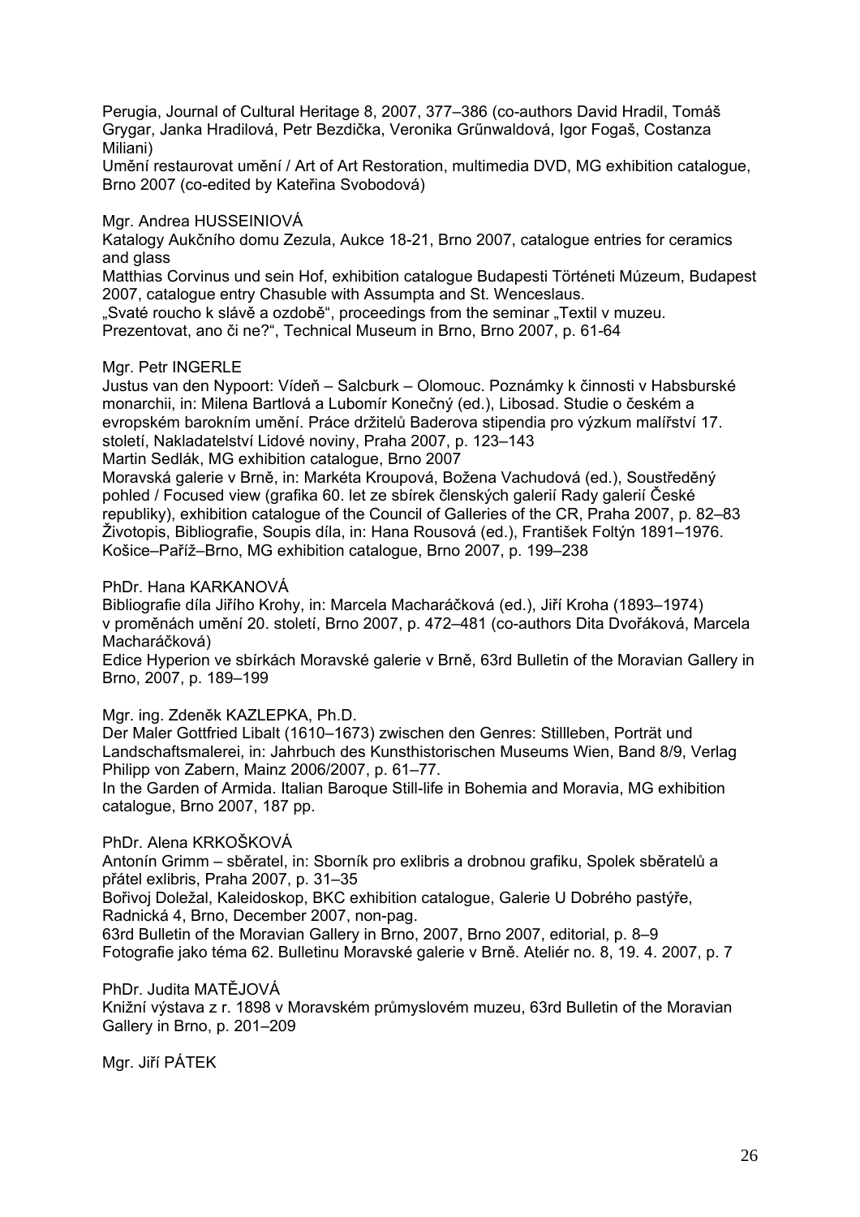Perugia, Journal of Cultural Heritage 8, 2007, 377–386 (co-authors David Hradil, Tomáš Grygar, Janka Hradilová, Petr Bezdička, Veronika Grűnwaldová, Igor Fogaš, Costanza Miliani)

Umění restaurovat umění / Art of Art Restoration, multimedia DVD, MG exhibition catalogue, Brno 2007 (co-edited by Kateřina Svobodová)

Mgr. Andrea HUSSEINIOVÁ

Katalogy Aukčního domu Zezula, Aukce 18-21, Brno 2007, catalogue entries for ceramics and glass

Matthias Corvinus und sein Hof, exhibition catalogue Budapesti Történeti Múzeum, Budapest 2007, catalogue entry Chasuble with Assumpta and St. Wenceslaus.

„Svaté roucho k slávě a ozdobě", proceedings from the seminar „Textil v muzeu. Prezentovat, ano či ne?", Technical Museum in Brno, Brno 2007, p. 61-64

Mgr. Petr INGERLE

Justus van den Nypoort: Vídeň – Salcburk – Olomouc. Poznámky k činnosti v Habsburské monarchii, in: Milena Bartlová a Lubomír Konečný (ed.), Libosad. Studie o českém a evropském barokním umění. Práce držitelů Baderova stipendia pro výzkum malířství 17. století, Nakladatelství Lidové noviny, Praha 2007, p. 123–143

Martin Sedlák, MG exhibition catalogue, Brno 2007

Moravská galerie v Brně, in: Markéta Kroupová, Božena Vachudová (ed.), Soustředěný pohled / Focused view (grafika 60. let ze sbírek členských galerií Rady galerií České republiky), exhibition catalogue of the Council of Galleries of the CR, Praha 2007, p. 82–83

Životopis, Bibliografie, Soupis díla, in: Hana Rousová (ed.), František Foltýn 1891–1976. Košice–Paříž–Brno, MG exhibition catalogue, Brno 2007, p. 199–238

PhDr. Hana KARKANOVÁ

Bibliografie díla Jiřího Krohy, in: Marcela Macharáčková (ed.), Jiří Kroha (1893–1974) v proměnách umění 20. století, Brno 2007, p. 472–481 (co-authors Dita Dvořáková, Marcela Macharáčková)

Edice Hyperion ve sbírkách Moravské galerie v Brně, 63rd Bulletin of the Moravian Gallery in Brno, 2007, p. 189–199

Mgr. ing. Zdeněk KAZLEPKA, Ph.D.

Der Maler Gottfried Libalt (1610–1673) zwischen den Genres: Stillleben, Porträt und Landschaftsmalerei, in: Jahrbuch des Kunsthistorischen Museums Wien, Band 8/9, Verlag Philipp von Zabern, Mainz 2006/2007, p. 61–77.

In the Garden of Armida. Italian Baroque Still-life in Bohemia and Moravia, MG exhibition catalogue, Brno 2007, 187 pp.

PhDr. Alena KRKOŠKOVÁ

Antonín Grimm – sběratel, in: Sborník pro exlibris a drobnou grafiku, Spolek sběratelů a přátel exlibris, Praha 2007, p. 31–35

Bořivoj Doležal, Kaleidoskop, BKC exhibition catalogue, Galerie U Dobrého pastýře, Radnická 4, Brno, December 2007, non-pag.

63rd Bulletin of the Moravian Gallery in Brno, 2007, Brno 2007, editorial, p. 8–9

Fotografie jako téma 62. Bulletinu Moravské galerie v Brně. Ateliér no. 8, 19. 4. 2007, p. 7

PhDr. Judita MATĚJOVÁ

Knižní výstava z r. 1898 v Moravském průmyslovém muzeu, 63rd Bulletin of the Moravian Gallery in Brno, p. 201–209

Mgr. Jiří PÁTEK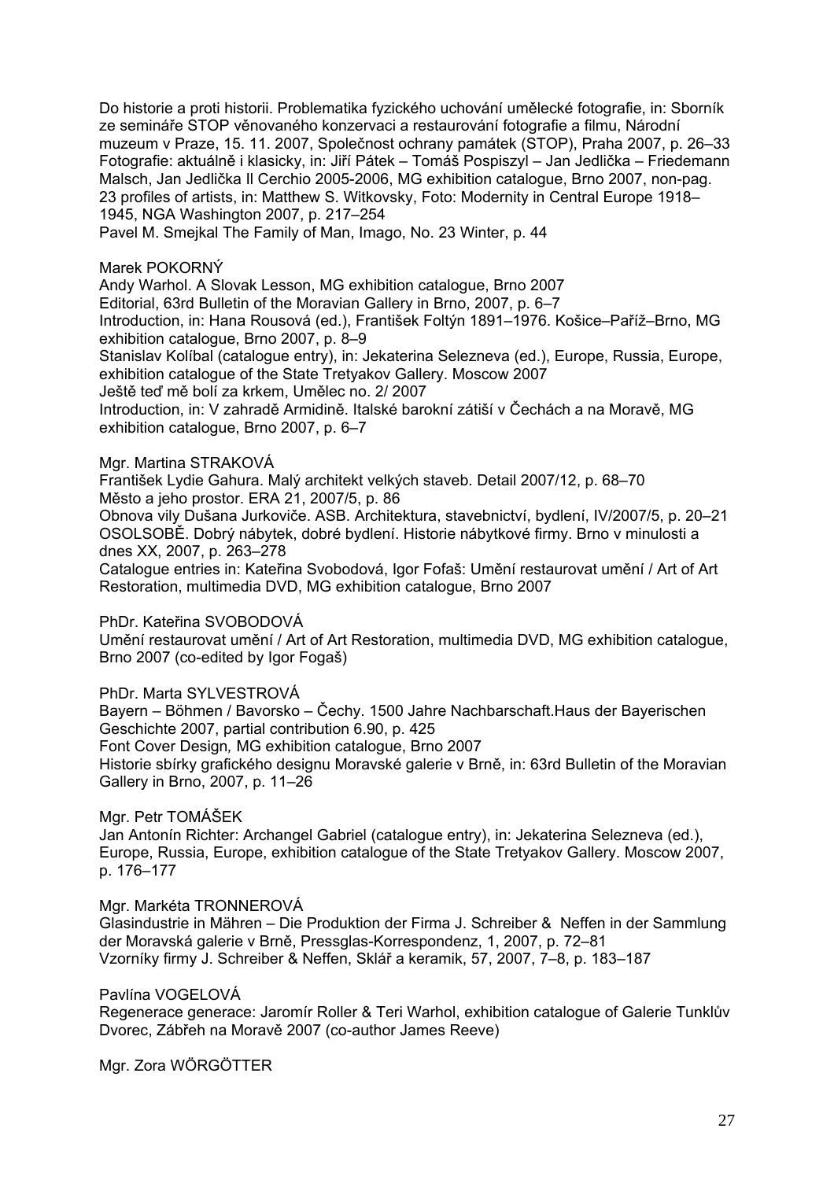Do historie a proti historii. Problematika fyzického uchování umělecké fotografie, in: Sborník ze semináře STOP věnovaného konzervaci a restaurování fotografie a filmu, Národní muzeum v Praze, 15. 11. 2007, Společnost ochrany památek (STOP), Praha 2007, p. 26–33
Fotografie: aktuálně i klasicky, in: Jiří Pátek – Tomáš Pospiszyl – Jan Jedlička – Friedemann Malsch, Jan Jedlička Il Cerchio 2005-2006, MG exhibition catalogue, Brno 2007, non-pag.
23 profiles of artists, in: Matthew S. Witkovsky, Foto: Modernity in Central Europe 1918–1945, NGA Washington 2007, p. 217–254
Pavel M. Smejkal The Family of Man, Imago, No. 23 Winter, p. 44

Marek POKORNÝ
Andy Warhol. A Slovak Lesson, MG exhibition catalogue, Brno 2007
Editorial, 63rd Bulletin of the Moravian Gallery in Brno, 2007, p. 6–7
Introduction, in: Hana Rousová (ed.), František Foltýn 1891–1976. Košice–Paříž–Brno, MG exhibition catalogue, Brno 2007, p. 8–9
Stanislav Kolíbal (catalogue entry), in: Jekaterina Selezneva (ed.), Europe, Russia, Europe, exhibition catalogue of the State Tretyakov Gallery. Moscow 2007
Ještě teď mě bolí za krkem, Umělec no. 2/ 2007
Introduction, in: V zahradě Armidině. Italské barokní zátiší v Čechách a na Moravě, MG exhibition catalogue, Brno 2007, p. 6–7

Mgr. Martina STRAKOVÁ
František Lydie Gahura. Malý architekt velkých staveb. Detail 2007/12, p. 68–70
Město a jeho prostor. ERA 21, 2007/5, p. 86
Obnova vily Dušana Jurkoviče. ASB. Architektura, stavebnictví, bydlení, IV/2007/5, p. 20–21
OSOLSOBĚ. Dobrý nábytek, dobré bydlení. Historie nábytkové firmy. Brno v minulosti a dnes XX, 2007, p. 263–278
Catalogue entries in: Kateřina Svobodová, Igor Fofaš: Umění restaurovat umění / Art of Art Restoration, multimedia DVD, MG exhibition catalogue, Brno 2007

PhDr. Kateřina SVOBODOVÁ
Umění restaurovat umění / Art of Art Restoration, multimedia DVD, MG exhibition catalogue, Brno 2007 (co-edited by Igor Fogaš)

PhDr. Marta SYLVESTROVÁ
Bayern – Böhmen / Bavorsko – Čechy. 1500 Jahre Nachbarschaft.Haus der Bayerischen Geschichte 2007, partial contribution 6.90, p. 425
Font Cover Design, MG exhibition catalogue, Brno 2007
Historie sbírky grafického designu Moravské galerie v Brně, in: 63rd Bulletin of the Moravian Gallery in Brno, 2007, p. 11–26

Mgr. Petr TOMÁŠEK
Jan Antonín Richter: Archangel Gabriel (catalogue entry), in: Jekaterina Selezneva (ed.), Europe, Russia, Europe, exhibition catalogue of the State Tretyakov Gallery. Moscow 2007, p. 176–177

Mgr. Markéta TRONNEROVÁ
Glasindustrie in Mähren – Die Produktion der Firma J. Schreiber & Neffen in der Sammlung der Moravská galerie v Brně, Pressglas-Korrespondenz, 1, 2007, p. 72–81
Vzorníky firmy J. Schreiber & Neffen, Sklář a keramik, 57, 2007, 7–8, p. 183–187

Pavlína VOGELOVÁ
Regenerace generace: Jaromír Roller & Teri Warhol, exhibition catalogue of Galerie Tunklův Dvorec, Zábřeh na Moravě 2007 (co-author James Reeve)

Mgr. Zora WÖRGÖTTER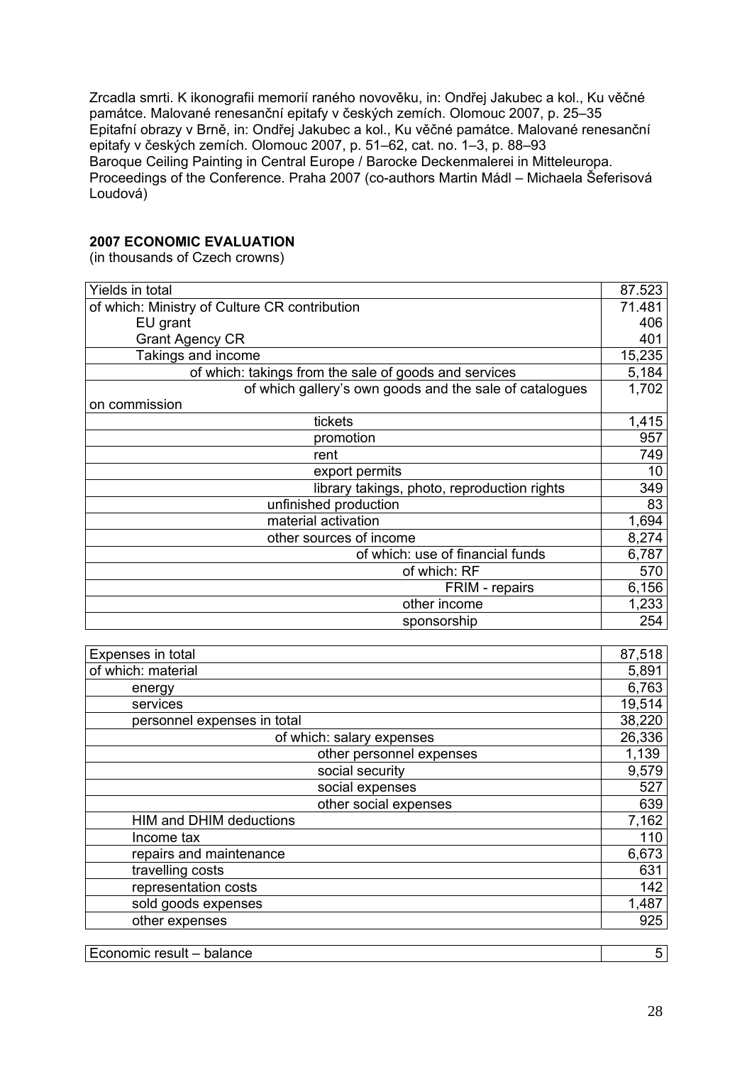Zrcadla smrti. K ikonografii memorií raného novověku, in: Ondřej Jakubec a kol., Ku věčné památce. Malované renesanční epitafy v českých zemích. Olomouc 2007, p. 25–35
Epitafní obrazy v Brně, in: Ondřej Jakubec a kol., Ku věčné památce. Malované renesanční epitafy v českých zemích. Olomouc 2007, p. 51–62, cat. no. 1–3, p. 88–93
Baroque Ceiling Painting in Central Europe / Barocke Deckenmalerei in Mitteleuropa. Proceedings of the Conference. Praha 2007 (co-authors Martin Mádl – Michaela Šeferisová Loudová)

**2007 ECONOMIC EVALUATION**
(in thousands of Czech crowns)

| | |
|---|---|
| Yields in total | 87.523 |
| of which: Ministry of Culture CR contribution | 71.481 |
| EU grant | 406 |
| Grant Agency CR | 401 |
| Takings and income | 15,235 |
| of which: takings from the sale of goods and services | 5,184 |
| of which gallery's own goods and the sale of catalogues on commission | 1,702 |
| tickets | 1,415 |
| promotion | 957 |
| rent | 749 |
| export permits | 10 |
| library takings, photo, reproduction rights | 349 |
| unfinished production | 83 |
| material activation | 1,694 |
| other sources of income | 8,274 |
| of which: use of financial funds | 6,787 |
| of which: RF | 570 |
| FRIM - repairs | 6,156 |
| other income | 1,233 |
| sponsorship | 254 |

| | |
|---|---|
| Expenses in total | 87,518 |
| of which: material | 5,891 |
| energy | 6,763 |
| services | 19,514 |
| personnel expenses in total | 38,220 |
| of which: salary expenses | 26,336 |
| other personnel expenses | 1,139 |
| social security | 9,579 |
| social expenses | 527 |
| other social expenses | 639 |
| HIM and DHIM deductions | 7,162 |
| Income tax | 110 |
| repairs and maintenance | 6,673 |
| travelling costs | 631 |
| representation costs | 142 |
| sold goods expenses | 1,487 |
| other expenses | 925 |

| | |
|---|---|
| Economic result – balance | 5 |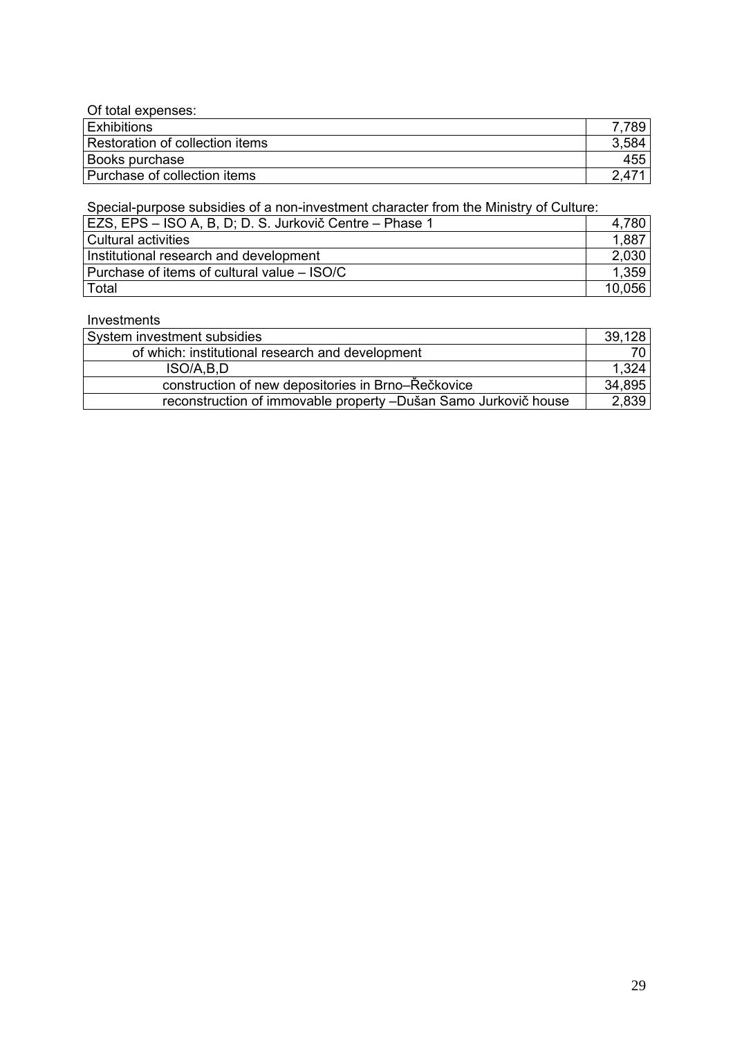Of total expenses:

| | |
|---|---|
| Exhibitions | 7,789 |
| Restoration of collection items | 3,584 |
| Books purchase | 455 |
| Purchase of collection items | 2,471 |

Special-purpose subsidies of a non-investment character from the Ministry of Culture:

| | |
|---|---|
| EZS, EPS – ISO A, B, D; D. S. Jurkovič Centre – Phase 1 | 4,780 |
| Cultural activities | 1,887 |
| Institutional research and development | 2,030 |
| Purchase of items of cultural value – ISO/C | 1,359 |
| Total | 10,056 |

Investments

| | |
|---|---|
| System investment subsidies | 39,128 |
| of which: institutional research and development | 70 |
| ISO/A,B,D | 1,324 |
| construction of new depositories in Brno–Řečkovice | 34,895 |
| reconstruction of immovable property –Dušan Samo Jurkovič house | 2,839 |